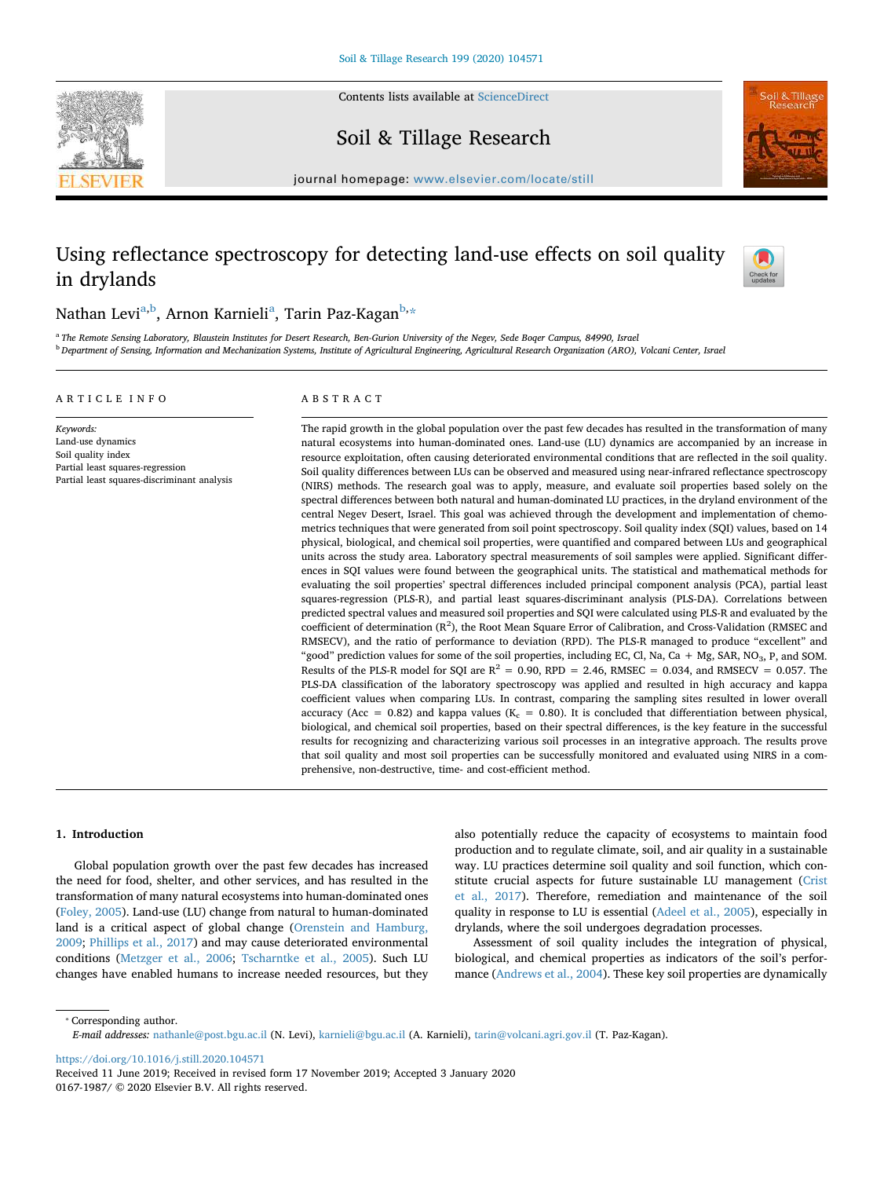# Using reflectance spectroscopy for detecting land-use effects on soil quality in drylands

Nathan Levi[a,b], Arnon Karnieli[a], Tarin Paz-Kagan[b,*]

[a] The Remote Sensing Laboratory, Blaustein Institutes for Desert Research, Ben-Gurion University of the Negev, Sede Boqer Campus, 84990, Israel

[b] Department of Sensing, Information and Mechanization Systems, Institute of Agricultural Engineering, Agricultural Research Organization (ARO), Volcani Center, Israel

## ARTICLE INFO

*Keywords:*
Land-use dynamics
Soil quality index
Partial least squares-regression
Partial least squares-discriminant analysis

## ABSTRACT

The rapid growth in the global population over the past few decades has resulted in the transformation of many natural ecosystems into human-dominated ones. Land-use (LU) dynamics are accompanied by an increase in resource exploitation, often causing deteriorated environmental conditions that are reflected in the soil quality. Soil quality differences between LUs can be observed and measured using near-infrared reflectance spectroscopy (NIRS) methods. The research goal was to apply, measure, and evaluate soil properties based solely on the spectral differences between both natural and human-dominated LU practices, in the dryland environment of the central Negev Desert, Israel. This goal was achieved through the development and implementation of chemometrics techniques that were generated from soil point spectroscopy. Soil quality index (SQI) values, based on 14 physical, biological, and chemical soil properties, were quantified and compared between LUs and geographical units across the study area. Laboratory spectral measurements of soil samples were applied. Significant differences in SQI values were found between the geographical units. The statistical and mathematical methods for evaluating the soil properties' spectral differences included principal component analysis (PCA), partial least squares-regression (PLS-R), and partial least squares-discriminant analysis (PLS-DA). Correlations between predicted spectral values and measured soil properties and SQI were calculated using PLS-R and evaluated by the coefficient of determination ($R^2$), the Root Mean Square Error of Calibration, and Cross-Validation (RMSEC and RMSECV), and the ratio of performance to deviation (RPD). The PLS-R managed to produce "excellent" and "good" prediction values for some of the soil properties, including EC, Cl, Na, Ca + Mg, SAR, $NO_3$, P, and SOM. Results of the PLS-R model for SQI are $R^2$ = 0.90, RPD = 2.46, RMSEC = 0.034, and RMSECV = 0.057. The PLS-DA classification of the laboratory spectroscopy was applied and resulted in high accuracy and kappa coefficient values when comparing LUs. In contrast, comparing the sampling sites resulted in lower overall accuracy (Acc = 0.82) and kappa values ($K_c$ = 0.80). It is concluded that differentiation between physical, biological, and chemical soil properties, based on their spectral differences, is the key feature in the successful results for recognizing and characterizing various soil processes in an integrative approach. The results prove that soil quality and most soil properties can be successfully monitored and evaluated using NIRS in a comprehensive, non-destructive, time- and cost-efficient method.

## 1. Introduction

Global population growth over the past few decades has increased the need for food, shelter, and other services, and has resulted in the transformation of many natural ecosystems into human-dominated ones (Foley, 2005). Land-use (LU) change from natural to human-dominated land is a critical aspect of global change (Orenstein and Hamburg, 2009; Phillips et al., 2017) and may cause deteriorated environmental conditions (Metzger et al., 2006; Tscharntke et al., 2005). Such LU changes have enabled humans to increase needed resources, but they also potentially reduce the capacity of ecosystems to maintain food production and to regulate climate, soil, and air quality in a sustainable way. LU practices determine soil quality and soil function, which constitute crucial aspects for future sustainable LU management (Crist et al., 2017). Therefore, remediation and maintenance of the soil quality in response to LU is essential (Adeel et al., 2005), especially in drylands, where the soil undergoes degradation processes.

Assessment of soil quality includes the integration of physical, biological, and chemical properties as indicators of the soil's performance (Andrews et al., 2004). These key soil properties are dynamically

---

* Corresponding author.
*E-mail addresses:* nathanle@post.bgu.ac.il (N. Levi), karnieli@bgu.ac.il (A. Karnieli), tarin@volcani.agri.gov.il (T. Paz-Kagan).

https://doi.org/10.1016/j.still.2020.104571
Received 11 June 2019; Received in revised form 17 November 2019; Accepted 3 January 2020
0167-1987/ © 2020 Elsevier B.V. All rights reserved.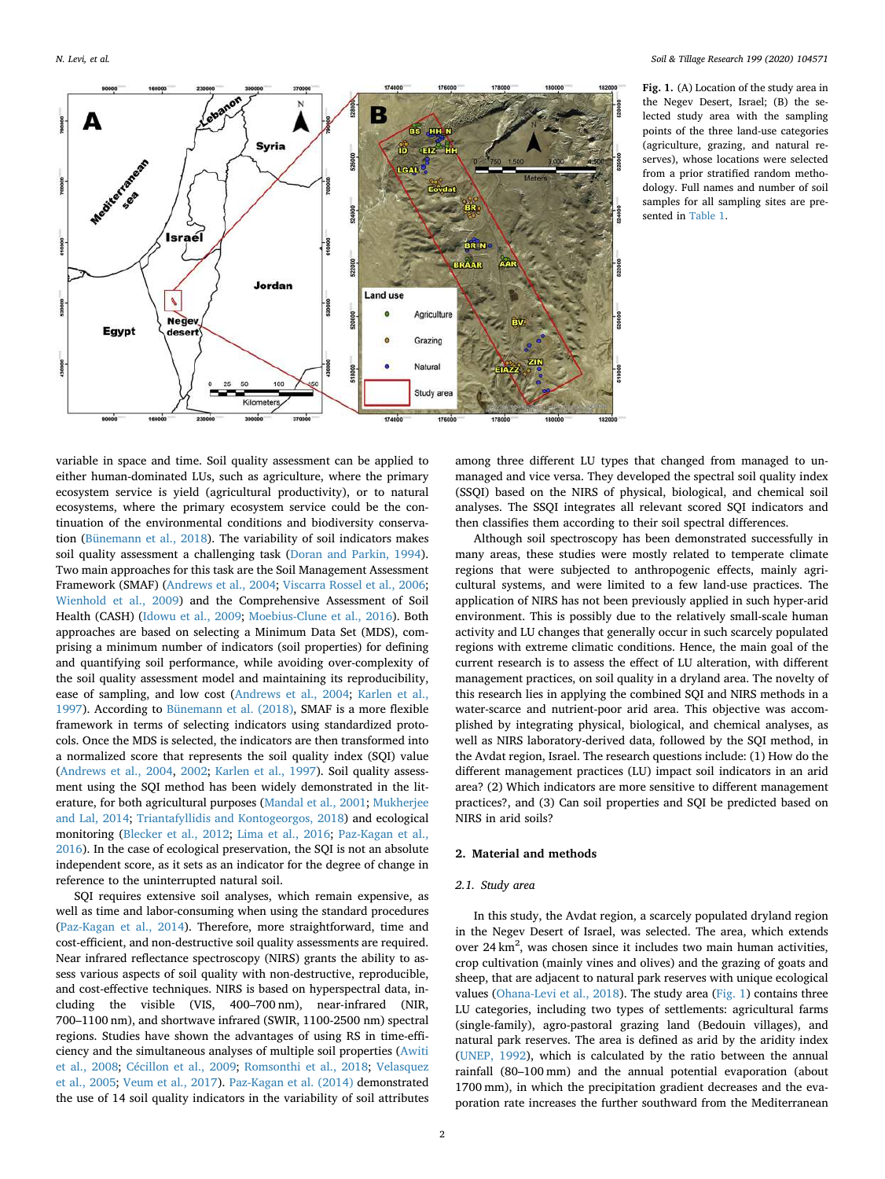Fig. 1. (A) Location of the study area in the Negev Desert, Israel; (B) the selected study area with the sampling points of the three land-use categories (agriculture, grazing, and natural reserves), whose locations were selected from a prior stratified random methodology. Full names and number of soil samples for all sampling sites are presented in Table 1.

variable in space and time. Soil quality assessment can be applied to either human-dominated LUs, such as agriculture, where the primary ecosystem service is yield (agricultural productivity), or to natural ecosystems, where the primary ecosystem service could be the continuation of the environmental conditions and biodiversity conservation (Bünemann et al., 2018). The variability of soil indicators makes soil quality assessment a challenging task (Doran and Parkin, 1994). Two main approaches for this task are the Soil Management Assessment Framework (SMAF) (Andrews et al., 2004; Viscarra Rossel et al., 2006; Wienhold et al., 2009) and the Comprehensive Assessment of Soil Health (CASH) (Idowu et al., 2009; Moebius-Clune et al., 2016). Both approaches are based on selecting a Minimum Data Set (MDS), comprising a minimum number of indicators (soil properties) for defining and quantifying soil performance, while avoiding over-complexity of the soil quality assessment model and maintaining its reproducibility, ease of sampling, and low cost (Andrews et al., 2004; Karlen et al., 1997). According to Bünemann et al. (2018), SMAF is a more flexible framework in terms of selecting indicators using standardized protocols. Once the MDS is selected, the indicators are then transformed into a normalized score that represents the soil quality index (SQI) value (Andrews et al., 2004, 2002; Karlen et al., 1997). Soil quality assessment using the SQI method has been widely demonstrated in the literature, for both agricultural purposes (Mandal et al., 2001; Mukherjee and Lal, 2014; Triantafyllidis and Kontogeorgos, 2018) and ecological monitoring (Blecker et al., 2012; Lima et al., 2016; Paz-Kagan et al., 2016). In the case of ecological preservation, the SQI is not an absolute independent score, as it sets as an indicator for the degree of change in reference to the uninterrupted natural soil.

SQI requires extensive soil analyses, which remain expensive, as well as time and labor-consuming when using the standard procedures (Paz-Kagan et al., 2014). Therefore, more straightforward, time and cost-efficient, and non-destructive soil quality assessments are required. Near infrared reflectance spectroscopy (NIRS) grants the ability to assess various aspects of soil quality with non-destructive, reproducible, and cost-effective techniques. NIRS is based on hyperspectral data, including the visible (VIS, 400–700 nm), near-infrared (NIR, 700–1100 nm), and shortwave infrared (SWIR, 1100-2500 nm) spectral regions. Studies have shown the advantages of using RS in time-efficiency and the simultaneous analyses of multiple soil properties (Awiti et al., 2008; Cécillon et al., 2009; Romsonthi et al., 2018; Velasquez et al., 2005; Veum et al., 2017). Paz-Kagan et al. (2014) demonstrated the use of 14 soil quality indicators in the variability of soil attributes among three different LU types that changed from managed to unmanaged and vice versa. They developed the spectral soil quality index (SSQI) based on the NIRS of physical, biological, and chemical soil analyses. The SSQI integrates all relevant scored SQI indicators and then classifies them according to their soil spectral differences.

Although soil spectroscopy has been demonstrated successfully in many areas, these studies were mostly related to temperate climate regions that were subjected to anthropogenic effects, mainly agricultural systems, and were limited to a few land-use practices. The application of NIRS has not been previously applied in such hyper-arid environment. This is possibly due to the relatively small-scale human activity and LU changes that generally occur in such scarcely populated regions with extreme climatic conditions. Hence, the main goal of the current research is to assess the effect of LU alteration, with different management practices, on soil quality in a dryland area. The novelty of this research lies in applying the combined SQI and NIRS methods in a water-scarce and nutrient-poor arid area. This objective was accomplished by integrating physical, biological, and chemical analyses, as well as NIRS laboratory-derived data, followed by the SQI method, in the Avdat region, Israel. The research questions include: (1) How do the different management practices (LU) impact soil indicators in an arid area? (2) Which indicators are more sensitive to different management practices?, and (3) Can soil properties and SQI be predicted based on NIRS in arid soils?

## 2. Material and methods

### 2.1. Study area

In this study, the Avdat region, a scarcely populated dryland region in the Negev Desert of Israel, was selected. The area, which extends over 24 km$^2$, was chosen since it includes two main human activities, crop cultivation (mainly vines and olives) and the grazing of goats and sheep, that are adjacent to natural park reserves with unique ecological values (Ohana-Levi et al., 2018). The study area (Fig. 1) contains three LU categories, including two types of settlements: agricultural farms (single-family), agro-pastoral grazing land (Bedouin villages), and natural park reserves. The area is defined as arid by the aridity index (UNEP, 1992), which is calculated by the ratio between the annual rainfall (80–100 mm) and the annual potential evaporation (about 1700 mm), in which the precipitation gradient decreases and the evaporation rate increases the further southward from the Mediterranean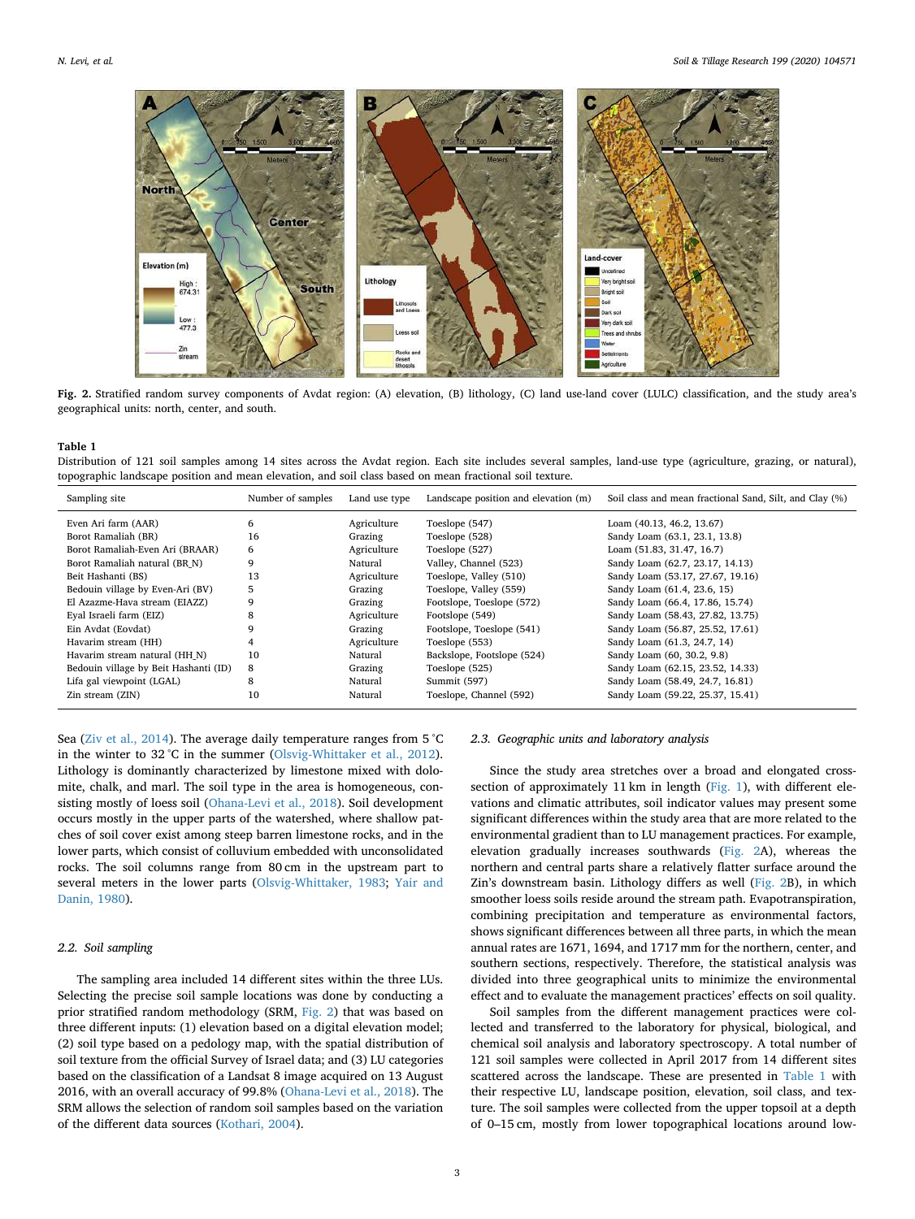**Fig. 2.** Stratified random survey components of Avdat region: (A) elevation, (B) lithology, (C) land use-land cover (LULC) classification, and the study area's geographical units: north, center, and south.

**Table 1**
Distribution of 121 soil samples among 14 sites across the Avdat region. Each site includes several samples, land-use type (agriculture, grazing, or natural), topographic landscape position and mean elevation, and soil class based on mean fractional soil texture.

| Sampling site | Number of samples | Land use type | Landscape position and elevation (m) | Soil class and mean fractional Sand, Silt, and Clay (%) |
|---|---|---|---|---|
| Even Ari farm (AAR) | 6 | Agriculture | Toeslope (547) | Loam (40.13, 46.2, 13.67) |
| Borot Ramaliah (BR) | 16 | Grazing | Toeslope (528) | Sandy Loam (63.1, 23.1, 13.8) |
| Borot Ramaliah-Even Ari (BRAAR) | 6 | Agriculture | Toeslope (527) | Loam (51.83, 31.47, 16.7) |
| Borot Ramaliah natural (BR_N) | 9 | Natural | Valley, Channel (523) | Sandy Loam (62.7, 23.17, 14.13) |
| Beit Hashanti (BS) | 13 | Agriculture | Toeslope, Valley (510) | Sandy Loam (53.17, 27.67, 19.16) |
| Bedouin village by Even-Ari (BV) | 5 | Grazing | Toeslope, Valley (559) | Sandy Loam (61.4, 23.6, 15) |
| El Azazme-Hava stream (EIAZZ) | 9 | Grazing | Footslope, Toeslope (572) | Sandy Loam (66.4, 17.86, 15.74) |
| Eyal Israeli farm (EIZ) | 8 | Agriculture | Footslope (549) | Sandy Loam (58.43, 27.82, 13.75) |
| Ein Avdat (Eovdat) | 9 | Grazing | Footslope, Toeslope (541) | Sandy Loam (56.87, 25.52, 17.61) |
| Havarim stream (HH) | 4 | Agriculture | Toeslope (553) | Sandy Loam (61.3, 24.7, 14) |
| Havarim stream natural (HH_N) | 10 | Natural | Backslope, Footslope (524) | Sandy Loam (60, 30.2, 9.8) |
| Bedouin village by Beit Hashanti (ID) | 8 | Grazing | Toeslope (525) | Sandy Loam (62.15, 23.52, 14.33) |
| Lifa gal viewpoint (LGAL) | 8 | Natural | Summit (597) | Sandy Loam (58.49, 24.7, 16.81) |
| Zin stream (ZIN) | 10 | Natural | Toeslope, Channel (592) | Sandy Loam (59.22, 25.37, 15.41) |

Sea (Ziv et al., 2014). The average daily temperature ranges from 5 °C in the winter to 32 °C in the summer (Olsvig-Whittaker et al., 2012). Lithology is dominantly characterized by limestone mixed with dolomite, chalk, and marl. The soil type in the area is homogeneous, consisting mostly of loess soil (Ohana-Levi et al., 2018). Soil development occurs mostly in the upper parts of the watershed, where shallow patches of soil cover exist among steep barren limestone rocks, and in the lower parts, which consist of colluvium embedded with unconsolidated rocks. The soil columns range from 80 cm in the upstream part to several meters in the lower parts (Olsvig-Whittaker, 1983; Yair and Danin, 1980).

### 2.2. Soil sampling

The sampling area included 14 different sites within the three LUs. Selecting the precise soil sample locations was done by conducting a prior stratified random methodology (SRM, Fig. 2) that was based on three different inputs: (1) elevation based on a digital elevation model; (2) soil type based on a pedology map, with the spatial distribution of soil texture from the official Survey of Israel data; and (3) LU categories based on the classification of a Landsat 8 image acquired on 13 August 2016, with an overall accuracy of 99.8% (Ohana-Levi et al., 2018). The SRM allows the selection of random soil samples based on the variation of the different data sources (Kothari, 2004).

### 2.3. Geographic units and laboratory analysis

Since the study area stretches over a broad and elongated cross-section of approximately 11 km in length (Fig. 1), with different elevations and climatic attributes, soil indicator values may present some significant differences within the study area that are more related to the environmental gradient than to LU management practices. For example, elevation gradually increases southwards (Fig. 2A), whereas the northern and central parts share a relatively flatter surface around the Zin's downstream basin. Lithology differs as well (Fig. 2B), in which smoother loess soils reside around the stream path. Evapotranspiration, combining precipitation and temperature as environmental factors, shows significant differences between all three parts, in which the mean annual rates are 1671, 1694, and 1717 mm for the northern, center, and southern sections, respectively. Therefore, the statistical analysis was divided into three geographical units to minimize the environmental effect and to evaluate the management practices' effects on soil quality.

Soil samples from the different management practices were collected and transferred to the laboratory for physical, biological, and chemical soil analysis and laboratory spectroscopy. A total number of 121 soil samples were collected in April 2017 from 14 different sites scattered across the landscape. These are presented in Table 1 with their respective LU, landscape position, elevation, soil class, and texture. The soil samples were collected from the upper topsoil at a depth of 0–15 cm, mostly from lower topographical locations around low-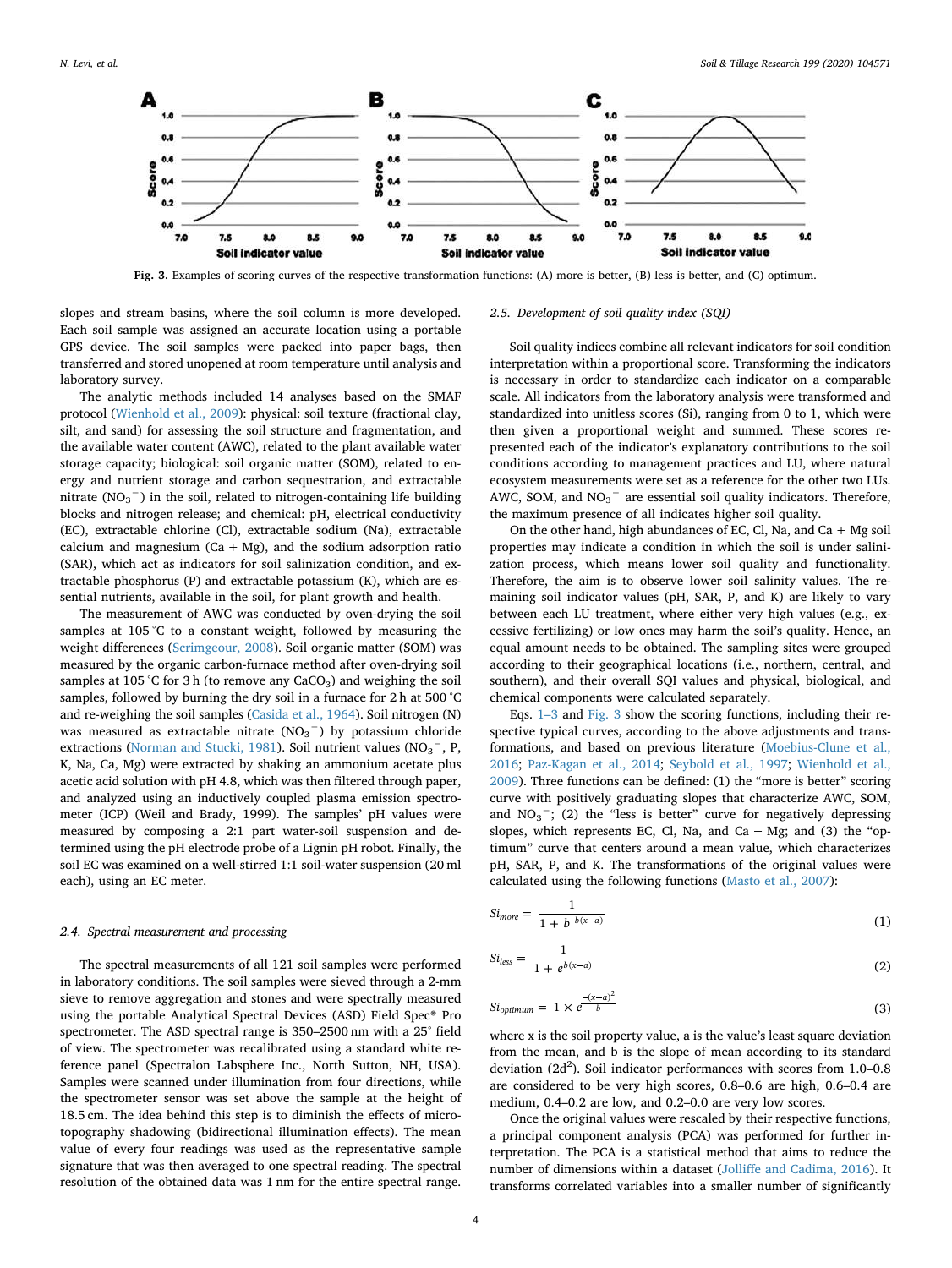Fig. 3. Examples of scoring curves of the respective transformation functions: (A) more is better, (B) less is better, and (C) optimum.

slopes and stream basins, where the soil column is more developed. Each soil sample was assigned an accurate location using a portable GPS device. The soil samples were packed into paper bags, then transferred and stored unopened at room temperature until analysis and laboratory survey.

The analytic methods included 14 analyses based on the SMAF protocol (Wienhold et al., 2009): physical: soil texture (fractional clay, silt, and sand) for assessing the soil structure and fragmentation, and the available water content (AWC), related to the plant available water storage capacity; biological: soil organic matter (SOM), related to energy and nutrient storage and carbon sequestration, and extractable nitrate ($NO_3^-$) in the soil, related to nitrogen-containing life building blocks and nitrogen release; and chemical: pH, electrical conductivity (EC), extractable chlorine (Cl), extractable sodium (Na), extractable calcium and magnesium (Ca + Mg), and the sodium adsorption ratio (SAR), which act as indicators for soil salinization condition, and extractable phosphorus (P) and extractable potassium (K), which are essential nutrients, available in the soil, for plant growth and health.

The measurement of AWC was conducted by oven-drying the soil samples at 105 °C to a constant weight, followed by measuring the weight differences (Scrimgeour, 2008). Soil organic matter (SOM) was measured by the organic carbon-furnace method after oven-drying soil samples at 105 °C for 3 h (to remove any $CaCO_3$) and weighing the soil samples, followed by burning the dry soil in a furnace for 2 h at 500 °C and re-weighing the soil samples (Casida et al., 1964). Soil nitrogen (N) was measured as extractable nitrate ($NO_3^-$) by potassium chloride extractions (Norman and Stucki, 1981). Soil nutrient values ($NO_3^-$, P, K, Na, Ca, Mg) were extracted by shaking an ammonium acetate plus acetic acid solution with pH 4.8, which was then filtered through paper, and analyzed using an inductively coupled plasma emission spectrometer (ICP) (Weil and Brady, 1999). The samples' pH values were measured by composing a 2:1 part water-soil suspension and determined using the pH electrode probe of a Lignin pH robot. Finally, the soil EC was examined on a well-stirred 1:1 soil-water suspension (20 ml each), using an EC meter.

### 2.4. Spectral measurement and processing

The spectral measurements of all 121 soil samples were performed in laboratory conditions. The soil samples were sieved through a 2-mm sieve to remove aggregation and stones and were spectrally measured using the portable Analytical Spectral Devices (ASD) Field Spec® Pro spectrometer. The ASD spectral range is 350–2500 nm with a 25° field of view. The spectrometer was recalibrated using a standard white reference panel (Spectralon Labsphere Inc., North Sutton, NH, USA). Samples were scanned under illumination from four directions, while the spectrometer sensor was set above the sample at the height of 18.5 cm. The idea behind this step is to diminish the effects of microtopography shadowing (bidirectional illumination effects). The mean value of every four readings was used as the representative sample signature that was then averaged to one spectral reading. The spectral resolution of the obtained data was 1 nm for the entire spectral range.

### 2.5. Development of soil quality index (SQI)

Soil quality indices combine all relevant indicators for soil condition interpretation within a proportional score. Transforming the indicators is necessary in order to standardize each indicator on a comparable scale. All indicators from the laboratory analysis were transformed and standardized into unitless scores (Si), ranging from 0 to 1, which were then given a proportional weight and summed. These scores represented each of the indicator's explanatory contributions to the soil conditions according to management practices and LU, where natural ecosystem measurements were set as a reference for the other two LUs. AWC, SOM, and $NO_3^-$ are essential soil quality indicators. Therefore, the maximum presence of all indicates higher soil quality.

On the other hand, high abundances of EC, Cl, Na, and Ca + Mg soil properties may indicate a condition in which the soil is under salinization process, which means lower soil quality and functionality. Therefore, the aim is to observe lower soil salinity values. The remaining soil indicator values (pH, SAR, P, and K) are likely to vary between each LU treatment, where either very high values (e.g., excessive fertilizing) or low ones may harm the soil's quality. Hence, an equal amount needs to be obtained. The sampling sites were grouped according to their geographical locations (i.e., northern, central, and southern), and their overall SQI values and physical, biological, and chemical components were calculated separately.

Eqs. 1–3 and Fig. 3 show the scoring functions, including their respective typical curves, according to the above adjustments and transformations, and based on previous literature (Moebius-Clune et al., 2016; Paz-Kagan et al., 2014; Seybold et al., 1997; Wienhold et al., 2009). Three functions can be defined: (1) the "more is better" scoring curve with positively graduating slopes that characterize AWC, SOM, and $NO_3^-$; (2) the "less is better" curve for negatively depressing slopes, which represents EC, Cl, Na, and Ca + Mg; and (3) the "optimum" curve that centers around a mean value, which characterizes pH, SAR, P, and K. The transformations of the original values were calculated using the following functions (Masto et al., 2007):

$$Si_{more} = \frac{1}{1 + b^{-b(x-a)}} \tag{1}$$

$$Si_{less} = \frac{1}{1 + e^{b(x-a)}} \tag{2}$$

$$Si_{optimum} = 1 \times e^{\frac{-(x-a)^2}{b}} \tag{3}$$

where x is the soil property value, a is the value's least square deviation from the mean, and b is the slope of mean according to its standard deviation ($2d^2$). Soil indicator performances with scores from 1.0–0.8 are considered to be very high scores, 0.8–0.6 are high, 0.6–0.4 are medium, 0.4–0.2 are low, and 0.2–0.0 are very low scores.

Once the original values were rescaled by their respective functions, a principal component analysis (PCA) was performed for further interpretation. The PCA is a statistical method that aims to reduce the number of dimensions within a dataset (Jolliffe and Cadima, 2016). It transforms correlated variables into a smaller number of significantly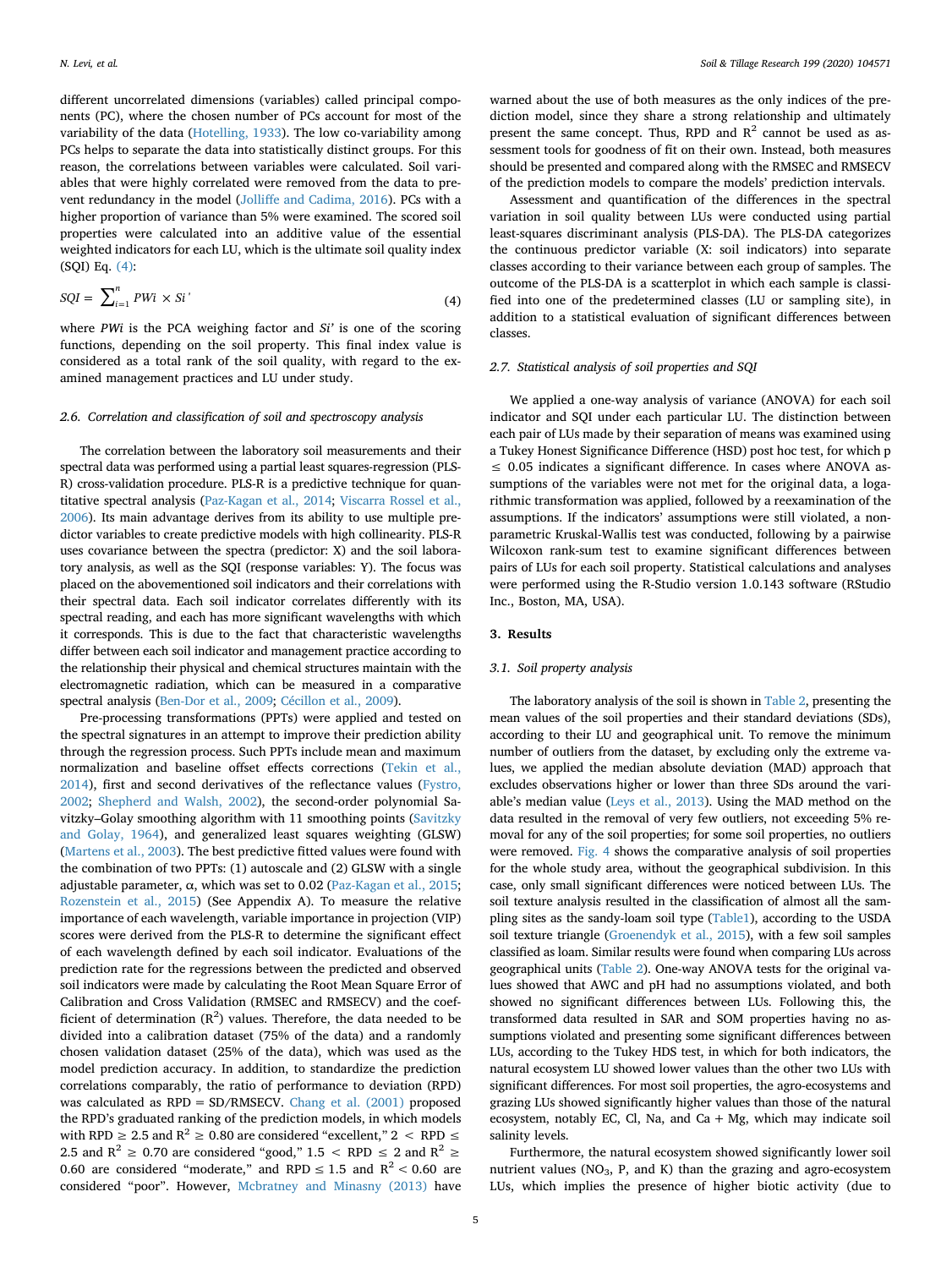different uncorrelated dimensions (variables) called principal components (PC), where the chosen number of PCs account for most of the variability of the data (Hotelling, 1933). The low co-variability among PCs helps to separate the data into statistically distinct groups. For this reason, the correlations between variables were calculated. Soil variables that were highly correlated were removed from the data to prevent redundancy in the model (Jolliffe and Cadima, 2016). PCs with a higher proportion of variance than 5% were examined. The scored soil properties were calculated into an additive value of the essential weighted indicators for each LU, which is the ultimate soil quality index (SQI) Eq. (4):

$$SQI = \sum_{i=1}^{n} PWi \times Si' \tag{4}$$

where *PWi* is the PCA weighing factor and *Si'* is one of the scoring functions, depending on the soil property. This final index value is considered as a total rank of the soil quality, with regard to the examined management practices and LU under study.

### 2.6. Correlation and classification of soil and spectroscopy analysis

The correlation between the laboratory soil measurements and their spectral data was performed using a partial least squares-regression (PLS-R) cross-validation procedure. PLS-R is a predictive technique for quantitative spectral analysis (Paz-Kagan et al., 2014; Viscarra Rossel et al., 2006). Its main advantage derives from its ability to use multiple predictor variables to create predictive models with high collinearity. PLS-R uses covariance between the spectra (predictor: X) and the soil laboratory analysis, as well as the SQI (response variables: Y). The focus was placed on the abovementioned soil indicators and their correlations with their spectral data. Each soil indicator correlates differently with its spectral reading, and each has more significant wavelengths with which it corresponds. This is due to the fact that characteristic wavelengths differ between each soil indicator and management practice according to the relationship their physical and chemical structures maintain with the electromagnetic radiation, which can be measured in a comparative spectral analysis (Ben-Dor et al., 2009; Cécillon et al., 2009).

Pre-processing transformations (PPTs) were applied and tested on the spectral signatures in an attempt to improve their prediction ability through the regression process. Such PPTs include mean and maximum normalization and baseline offset effects corrections (Tekin et al., 2014), first and second derivatives of the reflectance values (Fystro, 2002; Shepherd and Walsh, 2002), the second-order polynomial Savitzky–Golay smoothing algorithm with 11 smoothing points (Savitzky and Golay, 1964), and generalized least squares weighting (GLSW) (Martens et al., 2003). The best predictive fitted values were found with the combination of two PPTs: (1) autoscale and (2) GLSW with a single adjustable parameter, α, which was set to 0.02 (Paz-Kagan et al., 2015; Rozenstein et al., 2015) (See Appendix A). To measure the relative importance of each wavelength, variable importance in projection (VIP) scores were derived from the PLS-R to determine the significant effect of each wavelength defined by each soil indicator. Evaluations of the prediction rate for the regressions between the predicted and observed soil indicators were made by calculating the Root Mean Square Error of Calibration and Cross Validation (RMSEC and RMSECV) and the coefficient of determination ($R^2$) values. Therefore, the data needed to be divided into a calibration dataset (75% of the data) and a randomly chosen validation dataset (25% of the data), which was used as the model prediction accuracy. In addition, to standardize the prediction correlations comparably, the ratio of performance to deviation (RPD) was calculated as RPD = SD/RMSECV. Chang et al. (2001) proposed the RPD's graduated ranking of the prediction models, in which models with RPD ≥ 2.5 and $R^2$ ≥ 0.80 are considered "excellent," 2 < RPD ≤ 2.5 and $R^2$ ≥ 0.70 are considered "good," 1.5 < RPD ≤ 2 and $R^2$ ≥ 0.60 are considered "moderate," and RPD ≤ 1.5 and $R^2$ < 0.60 are considered "poor". However, Mcbratney and Minasny (2013) have warned about the use of both measures as the only indices of the prediction model, since they share a strong relationship and ultimately present the same concept. Thus, RPD and $R^2$ cannot be used as assessment tools for goodness of fit on their own. Instead, both measures should be presented and compared along with the RMSEC and RMSECV of the prediction models to compare the models' prediction intervals.

Assessment and quantification of the differences in the spectral variation in soil quality between LUs were conducted using partial least-squares discriminant analysis (PLS-DA). The PLS-DA categorizes the continuous predictor variable (X: soil indicators) into separate classes according to their variance between each group of samples. The outcome of the PLS-DA is a scatterplot in which each sample is classified into one of the predetermined classes (LU or sampling site), in addition to a statistical evaluation of significant differences between classes.

### 2.7. Statistical analysis of soil properties and SQI

We applied a one-way analysis of variance (ANOVA) for each soil indicator and SQI under each particular LU. The distinction between each pair of LUs made by their separation of means was examined using a Tukey Honest Significance Difference (HSD) post hoc test, for which $p \leq 0.05$ indicates a significant difference. In cases where ANOVA assumptions of the variables were not met for the original data, a logarithmic transformation was applied, followed by a reexamination of the assumptions. If the indicators' assumptions were still violated, a non-parametric Kruskal-Wallis test was conducted, following by a pairwise Wilcoxon rank-sum test to examine significant differences between pairs of LUs for each soil property. Statistical calculations and analyses were performed using the R-Studio version 1.0.143 software (RStudio Inc., Boston, MA, USA).

## 3. Results

### 3.1. Soil property analysis

The laboratory analysis of the soil is shown in Table 2, presenting the mean values of the soil properties and their standard deviations (SDs), according to their LU and geographical unit. To remove the minimum number of outliers from the dataset, by excluding only the extreme values, we applied the median absolute deviation (MAD) approach that excludes observations higher or lower than three SDs around the variable's median value (Leys et al., 2013). Using the MAD method on the data resulted in the removal of very few outliers, not exceeding 5% removal for any of the soil properties; for some soil properties, no outliers were removed. Fig. 4 shows the comparative analysis of soil properties for the whole study area, without the geographical subdivision. In this case, only small significant differences were noticed between LUs. The soil texture analysis resulted in the classification of almost all the sampling sites as the sandy-loam soil type (Table1), according to the USDA soil texture triangle (Groenendyk et al., 2015), with a few soil samples classified as loam. Similar results were found when comparing LUs across geographical units (Table 2). One-way ANOVA tests for the original values showed that AWC and pH had no assumptions violated, and both showed no significant differences between LUs. Following this, the transformed data resulted in SAR and SOM properties having no assumptions violated and presenting some significant differences between LUs, according to the Tukey HDS test, in which for both indicators, the natural ecosystem LU showed lower values than the other two LUs with significant differences. For most soil properties, the agro-ecosystems and grazing LUs showed significantly higher values than those of the natural ecosystem, notably EC, Cl, Na, and Ca + Mg, which may indicate soil salinity levels.

Furthermore, the natural ecosystem showed significantly lower soil nutrient values ($NO_3$, P, and K) than the grazing and agro-ecosystem LUs, which implies the presence of higher biotic activity (due to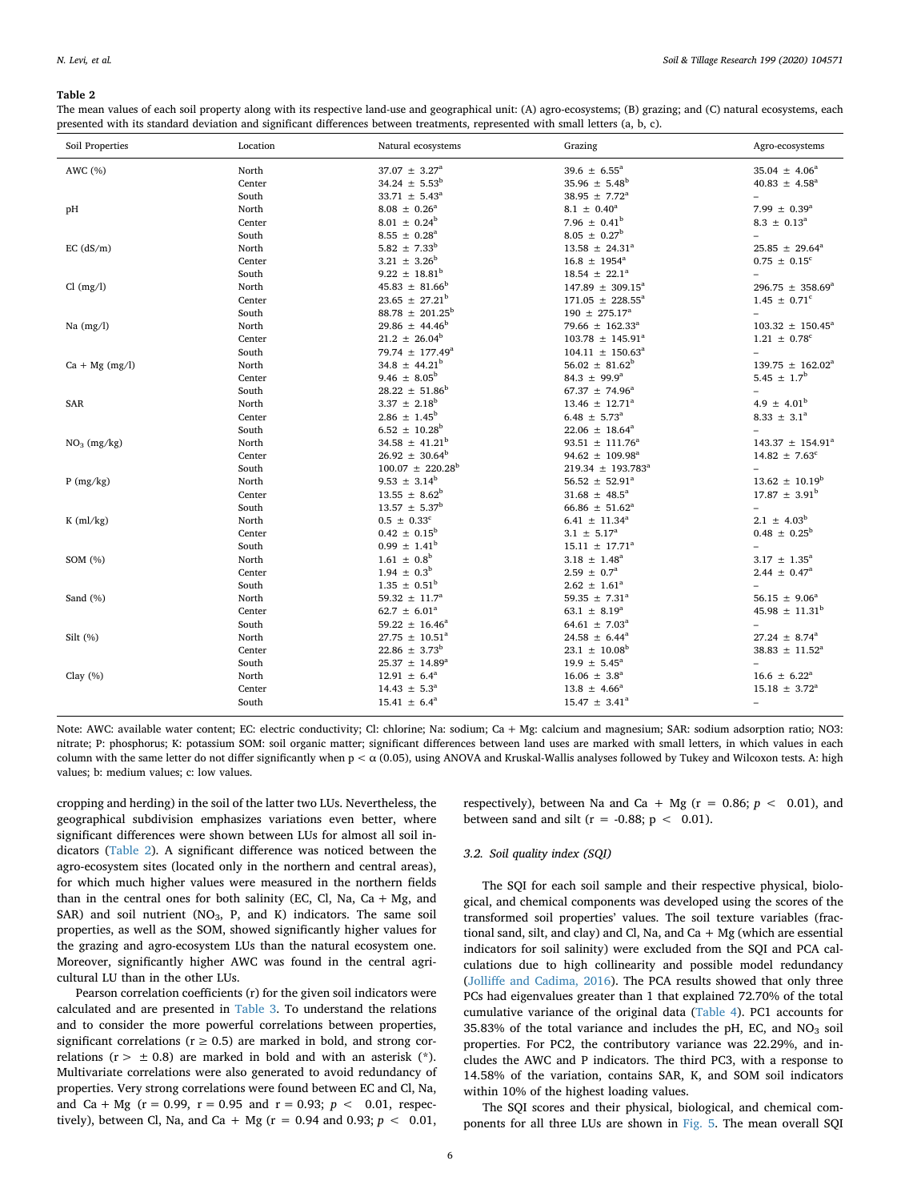**Table 2**

The mean values of each soil property along with its respective land-use and geographical unit: (A) agro-ecosystems; (B) grazing; and (C) natural ecosystems, each presented with its standard deviation and significant differences between treatments, represented with small letters (a, b, c).

| Soil Properties | Location | Natural ecosystems | Grazing | Agro-ecosystems |
|---|---|---|---|---|
| AWC (%) | North | $37.07 \pm 3.27^a$ | $39.6 \pm 6.55^a$ | $35.04 \pm 4.06^a$ |
| | Center | $34.24 \pm 5.53^b$ | $35.96 \pm 5.48^b$ | $40.83 \pm 4.58^a$ |
| | South | $33.71 \pm 5.43^a$ | $38.95 \pm 7.72^a$ | – |
| pH | North | $8.08 \pm 0.26^a$ | $8.1 \pm 0.40^a$ | $7.99 \pm 0.39^a$ |
| | Center | $8.01 \pm 0.24^b$ | $7.96 \pm 0.41^b$ | $8.3 \pm 0.13^a$ |
| | South | $8.55 \pm 0.28^a$ | $8.05 \pm 0.27^b$ | – |
| EC (dS/m) | North | $5.82 \pm 7.33^b$ | $13.58 \pm 24.31^a$ | $25.85 \pm 29.64^a$ |
| | Center | $3.21 \pm 3.26^b$ | $16.8 \pm 1954^a$ | $0.75 \pm 0.15^c$ |
| | South | $9.22 \pm 18.81^b$ | $18.54 \pm 22.1^a$ | – |
| Cl (mg/l) | North | $45.83 \pm 81.66^b$ | $147.89 \pm 309.15^a$ | $296.75 \pm 358.69^a$ |
| | Center | $23.65 \pm 27.21^b$ | $171.05 \pm 228.55^a$ | $1.45 \pm 0.71^c$ |
| | South | $88.78 \pm 201.25^b$ | $190 \pm 275.17^a$ | – |
| Na (mg/l) | North | $29.86 \pm 44.46^b$ | $79.66 \pm 162.33^a$ | $103.32 \pm 150.45^a$ |
| | Center | $21.2 \pm 26.04^b$ | $103.78 \pm 145.91^a$ | $1.21 \pm 0.78^c$ |
| | South | $79.74 \pm 177.49^a$ | $104.11 \pm 150.63^a$ | – |
| Ca + Mg (mg/l) | North | $34.8 \pm 44.21^b$ | $56.02 \pm 81.62^b$ | $139.75 \pm 162.02^a$ |
| | Center | $9.46 \pm 8.05^b$ | $84.3 \pm 99.9^a$ | $5.45 \pm 1.7^b$ |
| | South | $28.22 \pm 51.86^b$ | $67.37 \pm 74.96^a$ | – |
| SAR | North | $3.37 \pm 2.18^b$ | $13.46 \pm 12.71^a$ | $4.9 \pm 4.01^b$ |
| | Center | $2.86 \pm 1.45^b$ | $6.48 \pm 5.73^a$ | $8.33 \pm 3.1^a$ |
| | South | $6.52 \pm 10.28^b$ | $22.06 \pm 18.64^a$ | – |
| $NO_3$ (mg/kg) | North | $34.58 \pm 41.21^b$ | $93.51 \pm 111.76^a$ | $143.37 \pm 154.91^a$ |
| | Center | $26.92 \pm 30.64^b$ | $94.62 \pm 109.98^a$ | $14.82 \pm 7.63^c$ |
| | South | $100.07 \pm 220.28^b$ | $219.34 \pm 193.783^a$ | – |
| P (mg/kg) | North | $9.53 \pm 3.14^b$ | $56.52 \pm 52.91^a$ | $13.62 \pm 10.19^b$ |
| | Center | $13.55 \pm 8.62^b$ | $31.68 \pm 48.5^a$ | $17.87 \pm 3.91^b$ |
| | South | $13.57 \pm 5.37^b$ | $66.86 \pm 51.62^a$ | – |
| K (ml/kg) | North | $0.5 \pm 0.33^c$ | $6.41 \pm 11.34^a$ | $2.1 \pm 4.03^b$ |
| | Center | $0.42 \pm 0.15^b$ | $3.1 \pm 5.17^a$ | $0.48 \pm 0.25^b$ |
| | South | $0.99 \pm 1.41^b$ | $15.11 \pm 17.71^a$ | – |
| SOM (%) | North | $1.61 \pm 0.8^b$ | $3.18 \pm 1.48^a$ | $3.17 \pm 1.35^a$ |
| | Center | $1.94 \pm 0.3^b$ | $2.59 \pm 0.7^a$ | $2.44 \pm 0.47^a$ |
| | South | $1.35 \pm 0.51^b$ | $2.62 \pm 1.61^a$ | – |
| Sand (%) | North | $59.32 \pm 11.7^a$ | $59.35 \pm 7.31^a$ | $56.15 \pm 9.06^a$ |
| | Center | $62.7 \pm 6.01^a$ | $63.1 \pm 8.19^a$ | $45.98 \pm 11.31^b$ |
| | South | $59.22 \pm 16.46^a$ | $64.61 \pm 7.03^a$ | – |
| Silt (%) | North | $27.75 \pm 10.51^a$ | $24.58 \pm 6.44^a$ | $27.24 \pm 8.74^a$ |
| | Center | $22.86 \pm 3.73^b$ | $23.1 \pm 10.08^b$ | $38.83 \pm 11.52^a$ |
| | South | $25.37 \pm 14.89^a$ | $19.9 \pm 5.45^a$ | – |
| Clay (%) | North | $12.91 \pm 6.4^a$ | $16.06 \pm 3.8^a$ | $16.6 \pm 6.22^a$ |
| | Center | $14.43 \pm 5.3^a$ | $13.8 \pm 4.66^a$ | $15.18 \pm 3.72^a$ |
| | South | $15.41 \pm 6.4^a$ | $15.47 \pm 3.41^a$ | – |

Note: AWC: available water content; EC: electric conductivity; Cl: chlorine; Na: sodium; Ca + Mg: calcium and magnesium; SAR: sodium adsorption ratio; NO3: nitrate; P: phosphorus; K: potassium SOM: soil organic matter; significant differences between land uses are marked with small letters, in which values in each column with the same letter do not differ significantly when $p < \alpha$ (0.05), using ANOVA and Kruskal-Wallis analyses followed by Tukey and Wilcoxon tests. A: high values; b: medium values; c: low values.

cropping and herding) in the soil of the latter two LUs. Nevertheless, the geographical subdivision emphasizes variations even better, where significant differences were shown between LUs for almost all soil indicators (Table 2). A significant difference was noticed between the agro-ecosystem sites (located only in the northern and central areas), for which much higher values were measured in the northern fields than in the central ones for both salinity (EC, Cl, Na, Ca + Mg, and SAR) and soil nutrient ($NO_3$, P, and K) indicators. The same soil properties, as well as the SOM, showed significantly higher values for the grazing and agro-ecosystem LUs than the natural ecosystem one. Moreover, significantly higher AWC was found in the central agricultural LU than in the other LUs.

Pearson correlation coefficients (r) for the given soil indicators were calculated and are presented in Table 3. To understand the relations and to consider the more powerful correlations between properties, significant correlations ($r \geq 0.5$) are marked in bold, and strong correlations ($r > \pm 0.8$) are marked in bold and with an asterisk (*). Multivariate correlations were also generated to avoid redundancy of properties. Very strong correlations were found between EC and Cl, Na, and Ca + Mg ($r = 0.99$, $r = 0.95$ and $r = 0.93$; $p < 0.01$, respectively), between Cl, Na, and Ca + Mg ($r = 0.94$ and $0.93$; $p < 0.01$, respectively), between Na and Ca + Mg ($r = 0.86$; $p < 0.01$), and between sand and silt ($r = -0.88$; $p < 0.01$).

### 3.2. Soil quality index (SQI)

The SQI for each soil sample and their respective physical, biological, and chemical components was developed using the scores of the transformed soil properties' values. The soil texture variables (fractional sand, silt, and clay) and Cl, Na, and Ca + Mg (which are essential indicators for soil salinity) were excluded from the SQI and PCA calculations due to high collinearity and possible model redundancy (Jolliffe and Cadima, 2016). The PCA results showed that only three PCs had eigenvalues greater than 1 that explained 72.70% of the total cumulative variance of the original data (Table 4). PC1 accounts for 35.83% of the total variance and includes the pH, EC, and $NO_3$ soil properties. For PC2, the contributory variance was 22.29%, and includes the AWC and P indicators. The third PC3, with a response to 14.58% of the variation, contains SAR, K, and SOM soil indicators within 10% of the highest loading values.

The SQI scores and their physical, biological, and chemical components for all three LUs are shown in Fig. 5. The mean overall SQI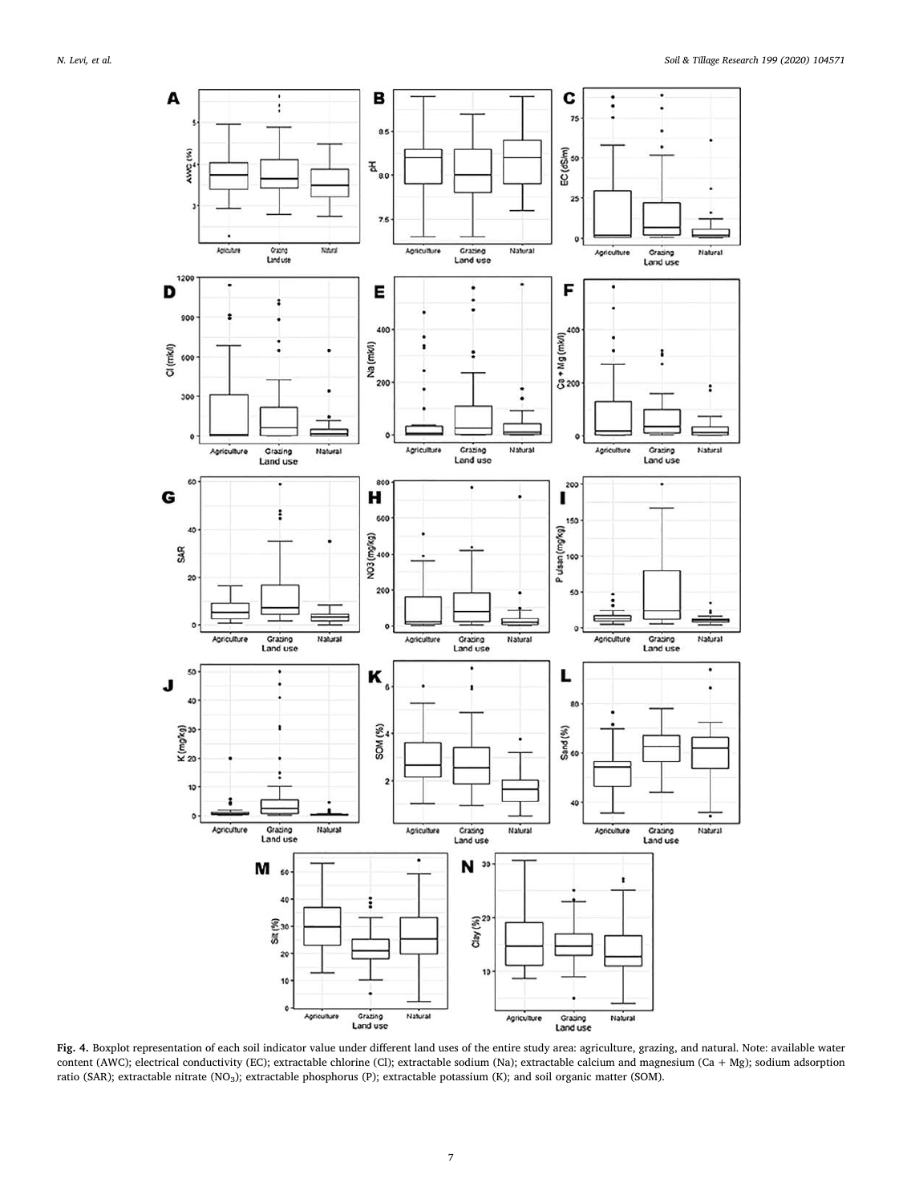**Fig. 4.** Boxplot representation of each soil indicator value under different land uses of the entire study area: agriculture, grazing, and natural. Note: available water content (AWC); electrical conductivity (EC); extractable chlorine (Cl); extractable sodium (Na); extractable calcium and magnesium (Ca + Mg); sodium adsorption ratio (SAR); extractable nitrate ($NO_3$); extractable phosphorus (P); extractable potassium (K); and soil organic matter (SOM).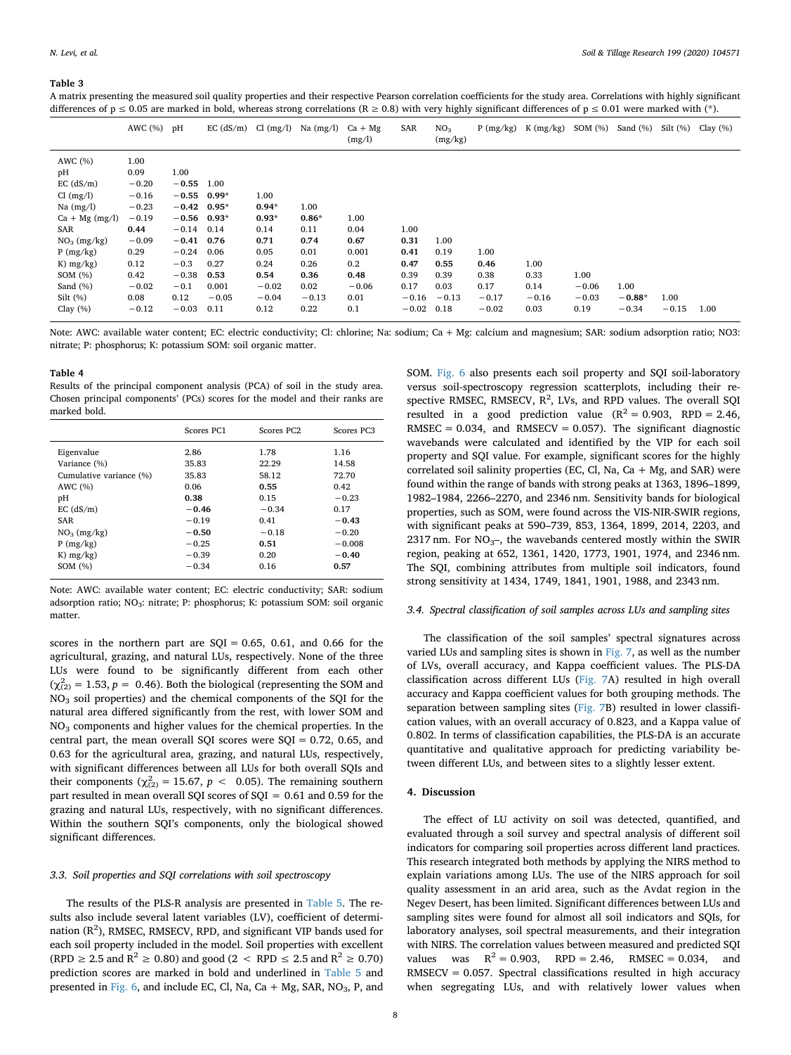**Table 3**

A matrix presenting the measured soil quality properties and their respective Pearson correlation coefficients for the study area. Correlations with highly significant differences of p ≤ 0.05 are marked in bold, whereas strong correlations (R ≥ 0.8) with very highly significant differences of p ≤ 0.01 were marked with (*).

| | AWC (%) | pH | EC (dS/m) | Cl (mg/l) | Na (mg/l) | Ca + Mg (mg/l) | SAR | $NO_3$ (mg/kg) | P (mg/kg) | K (mg/kg) | SOM (%) | Sand (%) | Silt (%) | Clay (%) |
|---|---|---|---|---|---|---|---|---|---|---|---|---|---|---|
| AWC (%) | 1.00 | | | | | | | | | | | | | |
| pH | 0.09 | 1.00 | | | | | | | | | | | | |
| EC (dS/m) | −0.20 | **−0.55** | 1.00 | | | | | | | | | | | |
| Cl (mg/l) | −0.16 | **−0.55** | **0.99*** | 1.00 | | | | | | | | | | |
| Na (mg/l) | −0.23 | **−0.42** | **0.95*** | **0.94*** | 1.00 | | | | | | | | | |
| Ca + Mg (mg/l) | −0.19 | **−0.56** | **0.93*** | **0.93*** | **0.86*** | 1.00 | | | | | | | | |
| SAR | **0.44** | −0.14 | 0.14 | 0.14 | 0.11 | 0.04 | 1.00 | | | | | | | |
| $NO_3$ (mg/kg) | −0.09 | **−0.41** | **0.76** | **0.71** | **0.74** | **0.67** | **0.31** | 1.00 | | | | | | |
| P (mg/kg) | 0.29 | −0.24 | 0.06 | 0.05 | 0.01 | 0.001 | **0.41** | 0.19 | 1.00 | | | | | |
| K) mg/kg) | 0.12 | −0.3 | 0.27 | 0.24 | 0.26 | 0.2 | **0.47** | **0.55** | **0.46** | 1.00 | | | | |
| SOM (%) | 0.42 | −0.38 | **0.53** | **0.54** | **0.36** | **0.48** | 0.39 | 0.39 | 0.38 | 0.33 | 1.00 | | | |
| Sand (%) | −0.02 | −0.1 | 0.001 | −0.02 | 0.02 | −0.06 | 0.17 | 0.03 | 0.17 | 0.14 | −0.06 | 1.00 | | |
| Silt (%) | 0.08 | 0.12 | −0.05 | −0.04 | −0.13 | 0.01 | −0.16 | −0.13 | −0.17 | −0.16 | −0.03 | **−0.88*** | 1.00 | |
| Clay (%) | −0.12 | −0.03 | 0.11 | 0.12 | 0.22 | 0.1 | −0.02 | 0.18 | −0.02 | 0.03 | 0.19 | −0.34 | −0.15 | 1.00 |

Note: AWC: available water content; EC: electric conductivity; Cl: chlorine; Na: sodium; Ca + Mg: calcium and magnesium; SAR: sodium adsorption ratio; NO3: nitrate; P: phosphorus; K: potassium SOM: soil organic matter.

**Table 4**

Results of the principal component analysis (PCA) of soil in the study area. Chosen principal components' (PCs) scores for the model and their ranks are marked bold.

| | Scores PC1 | Scores PC2 | Scores PC3 |
|---|---|---|---|
| Eigenvalue | 2.86 | 1.78 | 1.16 |
| Variance (%) | 35.83 | 22.29 | 14.58 |
| Cumulative variance (%) | 35.83 | 58.12 | 72.70 |
| AWC (%) | 0.06 | **0.55** | 0.42 |
| pH | **0.38** | 0.15 | −0.23 |
| EC (dS/m) | **−0.46** | −0.34 | 0.17 |
| SAR | −0.19 | 0.41 | **−0.43** |
| $NO_3$ (mg/kg) | **−0.50** | −0.18 | −0.20 |
| P (mg/kg) | −0.25 | **0.51** | −0.008 |
| K) mg/kg) | −0.39 | 0.20 | **−0.40** |
| SOM (%) | −0.34 | 0.16 | **0.57** |

Note: AWC: available water content; EC: electric conductivity; SAR: sodium adsorption ratio; $NO_3$: nitrate; P: phosphorus; K: potassium SOM: soil organic matter.

scores in the northern part are SQI = 0.65, 0.61, and 0.66 for the agricultural, grazing, and natural LUs, respectively. None of the three LUs were found to be significantly different from each other ($\chi^2_{(2)} = 1.53$, $p = 0.46$). Both the biological (representing the SOM and $NO_3$ soil properties) and the chemical components of the SQI for the natural area differed significantly from the rest, with lower SOM and $NO_3$ components and higher values for the chemical properties. In the central part, the mean overall SQI scores were SQI = 0.72, 0.65, and 0.63 for the agricultural area, grazing, and natural LUs, respectively, with significant differences between all LUs for both overall SQIs and their components ($\chi^2_{(2)} = 15.67$, $p < 0.05$). The remaining southern part resulted in mean overall SQI scores of SQI = 0.61 and 0.59 for the grazing and natural LUs, respectively, with no significant differences. Within the southern SQI's components, only the biological showed significant differences.

### 3.3. Soil properties and SQI correlations with soil spectroscopy

The results of the PLS-R analysis are presented in Table 5. The results also include several latent variables (LV), coefficient of determination ($R^2$), RMSEC, RMSECV, RPD, and significant VIP bands used for each soil property included in the model. Soil properties with excellent (RPD ≥ 2.5 and $R^2 \geq 0.80$) and good (2 < RPD ≤ 2.5 and $R^2 \geq 0.70$) prediction scores are marked in bold and underlined in Table 5 and presented in Fig. 6, and include EC, Cl, Na, Ca + Mg, SAR, $NO_3$, P, and SOM. Fig. 6 also presents each soil property and SQI soil-laboratory versus soil-spectroscopy regression scatterplots, including their respective RMSEC, RMSECV, $R^2$, LVs, and RPD values. The overall SQI resulted in a good prediction value ($R^2 = 0.903$, RPD = 2.46, RMSEC = 0.034, and RMSECV = 0.057). The significant diagnostic wavebands were calculated and identified by the VIP for each soil property and SQI value. For example, significant scores for the highly correlated soil salinity properties (EC, Cl, Na, Ca + Mg, and SAR) were found within the range of bands with strong peaks at 1363, 1896–1899, 1982–1984, 2266–2270, and 2346 nm. Sensitivity bands for biological properties, such as SOM, were found across the VIS-NIR-SWIR regions, with significant peaks at 590–739, 853, 1364, 1899, 2014, 2203, and 2317 nm. For $NO_3$–, the wavebands centered mostly within the SWIR region, peaking at 652, 1361, 1420, 1773, 1901, 1974, and 2346 nm. The SQI, combining attributes from multiple soil indicators, found strong sensitivity at 1434, 1749, 1841, 1901, 1988, and 2343 nm.

### 3.4. Spectral classification of soil samples across LUs and sampling sites

The classification of the soil samples' spectral signatures across varied LUs and sampling sites is shown in Fig. 7, as well as the number of LVs, overall accuracy, and Kappa coefficient values. The PLS-DA classification across different LUs (Fig. 7A) resulted in high overall accuracy and Kappa coefficient values for both grouping methods. The separation between sampling sites (Fig. 7B) resulted in lower classification values, with an overall accuracy of 0.823, and a Kappa value of 0.802. In terms of classification capabilities, the PLS-DA is an accurate quantitative and qualitative approach for predicting variability between different LUs, and between sites to a slightly lesser extent.

## 4. Discussion

The effect of LU activity on soil was detected, quantified, and evaluated through a soil survey and spectral analysis of different soil indicators for comparing soil properties across different land practices. This research integrated both methods by applying the NIRS method to explain variations among LUs. The use of the NIRS approach for soil quality assessment in an arid area, such as the Avdat region in the Negev Desert, has been limited. Significant differences between LUs and sampling sites were found for almost all soil indicators and SQIs, for laboratory analyses, soil spectral measurements, and their integration with NIRS. The correlation values between measured and predicted SQI values was $R^2 = 0.903$, RPD = 2.46, RMSEC = 0.034, and RMSECV = 0.057. Spectral classifications resulted in high accuracy when segregating LUs, and with relatively lower values when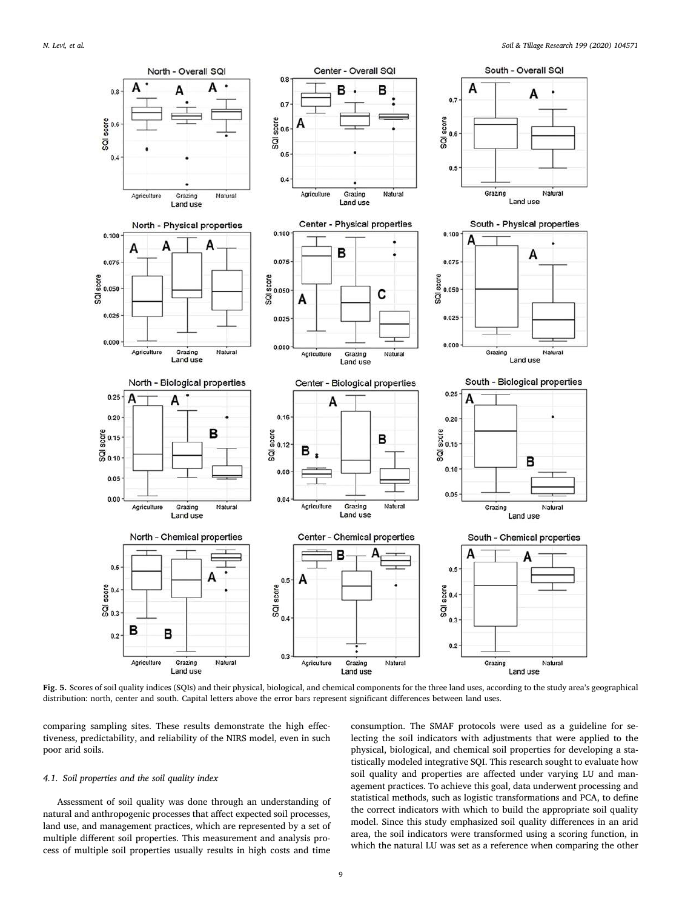**Fig. 5.** Scores of soil quality indices (SQIs) and their physical, biological, and chemical components for the three land uses, according to the study area's geographical distribution: north, center and south. Capital letters above the error bars represent significant differences between land uses.

comparing sampling sites. These results demonstrate the high effectiveness, predictability, and reliability of the NIRS model, even in such poor arid soils.

### 4.1. Soil properties and the soil quality index

Assessment of soil quality was done through an understanding of natural and anthropogenic processes that affect expected soil processes, land use, and management practices, which are represented by a set of multiple different soil properties. This measurement and analysis process of multiple soil properties usually results in high costs and time consumption. The SMAF protocols were used as a guideline for selecting the soil indicators with adjustments that were applied to the physical, biological, and chemical soil properties for developing a statistically modeled integrative SQI. This research sought to evaluate how soil quality and properties are affected under varying LU and management practices. To achieve this goal, data underwent processing and statistical methods, such as logistic transformations and PCA, to define the correct indicators with which to build the appropriate soil quality model. Since this study emphasized soil quality differences in an arid area, the soil indicators were transformed using a scoring function, in which the natural LU was set as a reference when comparing the other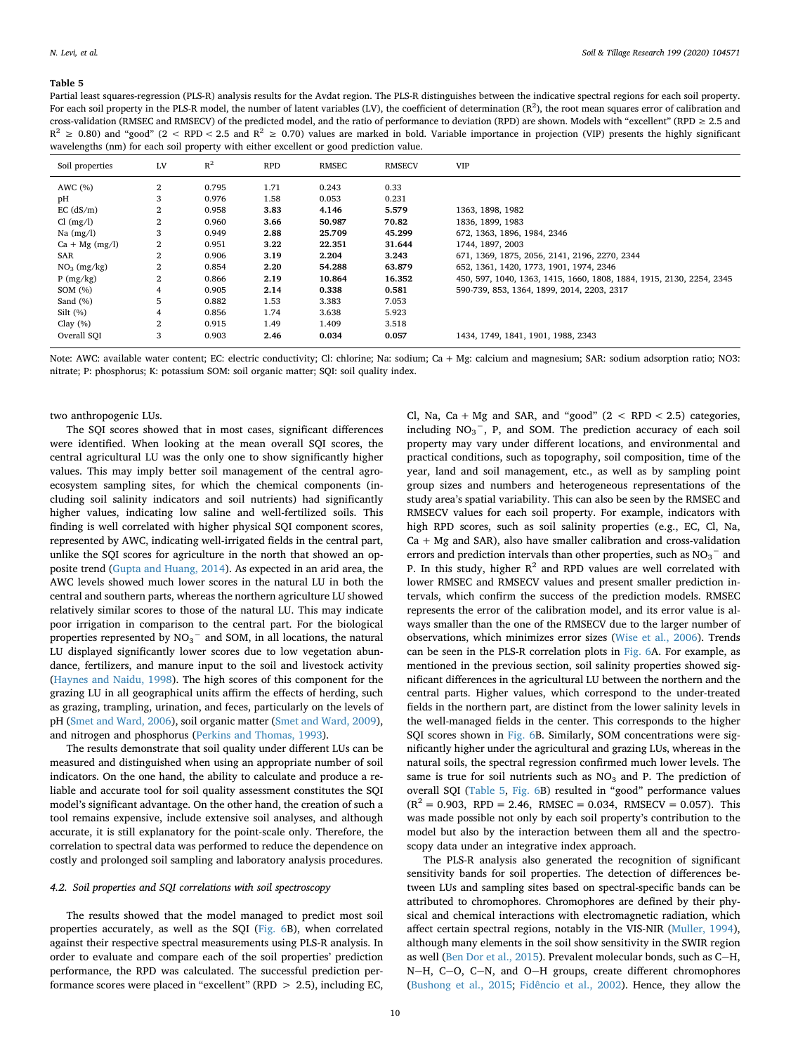**Table 5**

Partial least squares-regression (PLS-R) analysis results for the Avdat region. The PLS-R distinguishes between the indicative spectral regions for each soil property. For each soil property in the PLS-R model, the number of latent variables (LV), the coefficient of determination ($R^2$), the root mean squares error of calibration and cross-validation (RMSEC and RMSECV) of the predicted model, and the ratio of performance to deviation (RPD) are shown. Models with "excellent" (RPD ≥ 2.5 and $R^2$ ≥ 0.80) and "good" (2 < RPD < 2.5 and $R^2$ ≥ 0.70) values are marked in bold. Variable importance in projection (VIP) presents the highly significant wavelengths (nm) for each soil property with either excellent or good prediction value.

| Soil properties | LV | $R^2$ | RPD | RMSEC | RMSECV | VIP |
|---|---|---|---|---|---|---|
| AWC (%) | 2 | 0.795 | 1.71 | 0.243 | 0.33 | |
| pH | 3 | 0.976 | 1.58 | 0.053 | 0.231 | |
| EC (dS/m) | 2 | 0.958 | **3.83** | **4.146** | **5.579** | 1363, 1898, 1982 |
| Cl (mg/l) | 2 | 0.960 | **3.66** | **50.987** | **70.82** | 1836, 1899, 1983 |
| Na (mg/l) | 3 | 0.949 | **2.88** | **25.709** | **45.299** | 672, 1363, 1896, 1984, 2346 |
| Ca + Mg (mg/l) | 2 | 0.951 | **3.22** | **22.351** | **31.644** | 1744, 1897, 2003 |
| SAR | 2 | 0.906 | **3.19** | **2.204** | **3.243** | 671, 1369, 1875, 2056, 2141, 2196, 2270, 2344 |
| $NO_3$ (mg/kg) | 2 | 0.854 | **2.20** | **54.288** | **63.879** | 652, 1361, 1420, 1773, 1901, 1974, 2346 |
| P (mg/kg) | 2 | 0.866 | **2.19** | **10.864** | **16.352** | 450, 597, 1040, 1363, 1415, 1660, 1808, 1884, 1915, 2130, 2254, 2345 |
| SOM (%) | 4 | 0.905 | **2.14** | **0.338** | **0.581** | 590-739, 853, 1364, 1899, 2014, 2203, 2317 |
| Sand (%) | 5 | 0.882 | 1.53 | 3.383 | 7.053 | |
| Silt (%) | 4 | 0.856 | 1.74 | 3.638 | 5.923 | |
| Clay (%) | 2 | 0.915 | 1.49 | 1.409 | 3.518 | |
| Overall SQI | 3 | 0.903 | **2.46** | **0.034** | **0.057** | 1434, 1749, 1841, 1901, 1988, 2343 |

Note: AWC: available water content; EC: electric conductivity; Cl: chlorine; Na: sodium; Ca + Mg: calcium and magnesium; SAR: sodium adsorption ratio; NO3: nitrate; P: phosphorus; K: potassium SOM: soil organic matter; SQI: soil quality index.

two anthropogenic LUs.

The SQI scores showed that in most cases, significant differences were identified. When looking at the mean overall SQI scores, the central agricultural LU was the only one to show significantly higher values. This may imply better soil management of the central agro-ecosystem sampling sites, for which the chemical components (including soil salinity indicators and soil nutrients) had significantly higher values, indicating low saline and well-fertilized soils. This finding is well correlated with higher physical SQI component scores, represented by AWC, indicating well-irrigated fields in the central part, unlike the SQI scores for agriculture in the north that showed an opposite trend (Gupta and Huang, 2014). As expected in an arid area, the AWC levels showed much lower scores in the natural LU in both the central and southern parts, whereas the northern agriculture LU showed relatively similar scores to those of the natural LU. This may indicate poor irrigation in comparison to the central part. For the biological properties represented by $NO_3^-$ and SOM, in all locations, the natural LU displayed significantly lower scores due to low vegetation abundance, fertilizers, and manure input to the soil and livestock activity (Haynes and Naidu, 1998). The high scores of this component for the grazing LU in all geographical units affirm the effects of herding, such as grazing, trampling, urination, and feces, particularly on the levels of pH (Smet and Ward, 2006), soil organic matter (Smet and Ward, 2009), and nitrogen and phosphorus (Perkins and Thomas, 1993).

The results demonstrate that soil quality under different LUs can be measured and distinguished when using an appropriate number of soil indicators. On the one hand, the ability to calculate and produce a reliable and accurate tool for soil quality assessment constitutes the SQI model's significant advantage. On the other hand, the creation of such a tool remains expensive, include extensive soil analyses, and although accurate, it is still explanatory for the point-scale only. Therefore, the correlation to spectral data was performed to reduce the dependence on costly and prolonged soil sampling and laboratory analysis procedures.

### 4.2. Soil properties and SQI correlations with soil spectroscopy

The results showed that the model managed to predict most soil properties accurately, as well as the SQI (Fig. 6B), when correlated against their respective spectral measurements using PLS-R analysis. In order to evaluate and compare each of the soil properties' prediction performance, the RPD was calculated. The successful prediction performance scores were placed in "excellent" (RPD > 2.5), including EC, Cl, Na, Ca + Mg and SAR, and "good" (2 < RPD < 2.5) categories, including $NO_3^-$, P, and SOM. The prediction accuracy of each soil property may vary under different locations, and environmental and practical conditions, such as topography, soil composition, time of the year, land and soil management, etc., as well as by sampling point group sizes and numbers and heterogeneous representations of the study area's spatial variability. This can also be seen by the RMSEC and RMSECV values for each soil property. For example, indicators with high RPD scores, such as soil salinity properties (e.g., EC, Cl, Na, Ca + Mg and SAR), also have smaller calibration and cross-validation errors and prediction intervals than other properties, such as $NO_3^-$ and P. In this study, higher $R^2$ and RPD values are well correlated with lower RMSEC and RMSECV values and present smaller prediction intervals, which confirm the success of the prediction models. RMSEC represents the error of the calibration model, and its error value is always smaller than the one of the RMSECV due to the larger number of observations, which minimizes error sizes (Wise et al., 2006). Trends can be seen in the PLS-R correlation plots in Fig. 6A. For example, as mentioned in the previous section, soil salinity properties showed significant differences in the agricultural LU between the northern and the central parts. Higher values, which correspond to the under-treated fields in the northern part, are distinct from the lower salinity levels in the well-managed fields in the center. This corresponds to the higher SQI scores shown in Fig. 6B. Similarly, SOM concentrations were significantly higher under the agricultural and grazing LUs, whereas in the natural soils, the spectral regression confirmed much lower levels. The same is true for soil nutrients such as $NO_3$ and P. The prediction of overall SQI (Table 5, Fig. 6B) resulted in "good" performance values ($R^2$ = 0.903, RPD = 2.46, RMSEC = 0.034, RMSECV = 0.057). This was made possible not only by each soil property's contribution to the model but also by the interaction between them all and the spectroscopy data under an integrative index approach.

The PLS-R analysis also generated the recognition of significant sensitivity bands for soil properties. The detection of differences between LUs and sampling sites based on spectral-specific bands can be attributed to chromophores. Chromophores are defined by their physical and chemical interactions with electromagnetic radiation, which affect certain spectral regions, notably in the VIS-NIR (Muller, 1994), although many elements in the soil show sensitivity in the SWIR region as well (Ben Dor et al., 2015). Prevalent molecular bonds, such as C—H, N—H, C—O, C—N, and O—H groups, create different chromophores (Bushong et al., 2015; Fidêncio et al., 2002). Hence, they allow the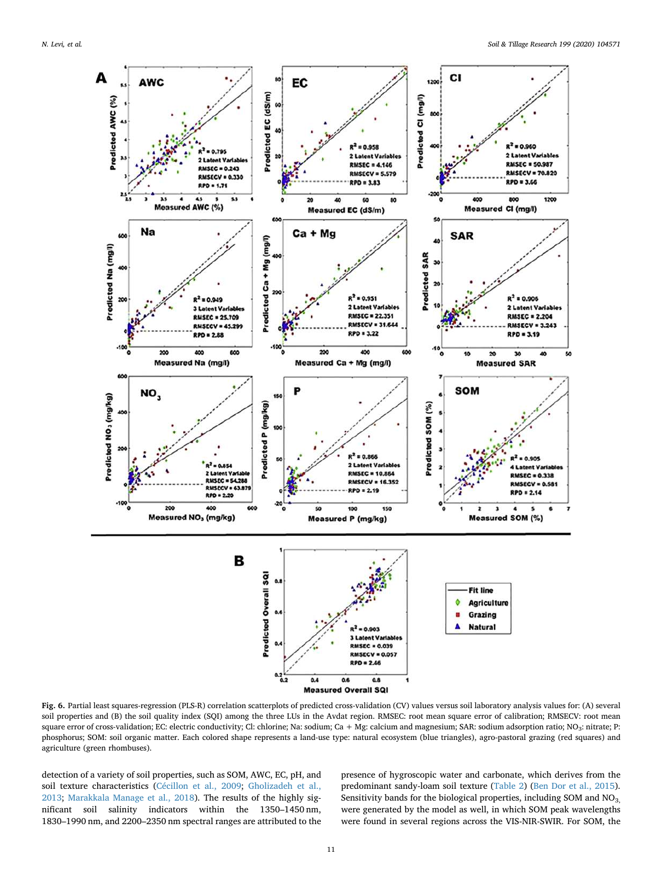**Fig. 6.** Partial least squares-regression (PLS-R) correlation scatterplots of predicted cross-validation (CV) values versus soil laboratory analysis values for: (A) several soil properties and (B) the soil quality index (SQI) among the three LUs in the Avdat region. RMSEC: root mean square error of calibration; RMSECV: root mean square error of cross-validation; EC: electric conductivity; Cl: chlorine; Na: sodium; Ca + Mg: calcium and magnesium; SAR: sodium adsorption ratio; $NO_3$: nitrate; P: phosphorus; SOM: soil organic matter. Each colored shape represents a land-use type: natural ecosystem (blue triangles), agro-pastoral grazing (red squares) and agriculture (green rhombuses).

detection of a variety of soil properties, such as SOM, AWC, EC, pH, and soil texture characteristics (Cécillon et al., 2009; Gholizadeh et al., 2013; Marakkala Manage et al., 2018). The results of the highly significant soil salinity indicators within the 1350–1450 nm, 1830–1990 nm, and 2200–2350 nm spectral ranges are attributed to the presence of hygroscopic water and carbonate, which derives from the predominant sandy-loam soil texture (Table 2) (Ben Dor et al., 2015). Sensitivity bands for the biological properties, including SOM and $NO_3$, were generated by the model as well, in which SOM peak wavelengths were found in several regions across the VIS-NIR-SWIR. For SOM, the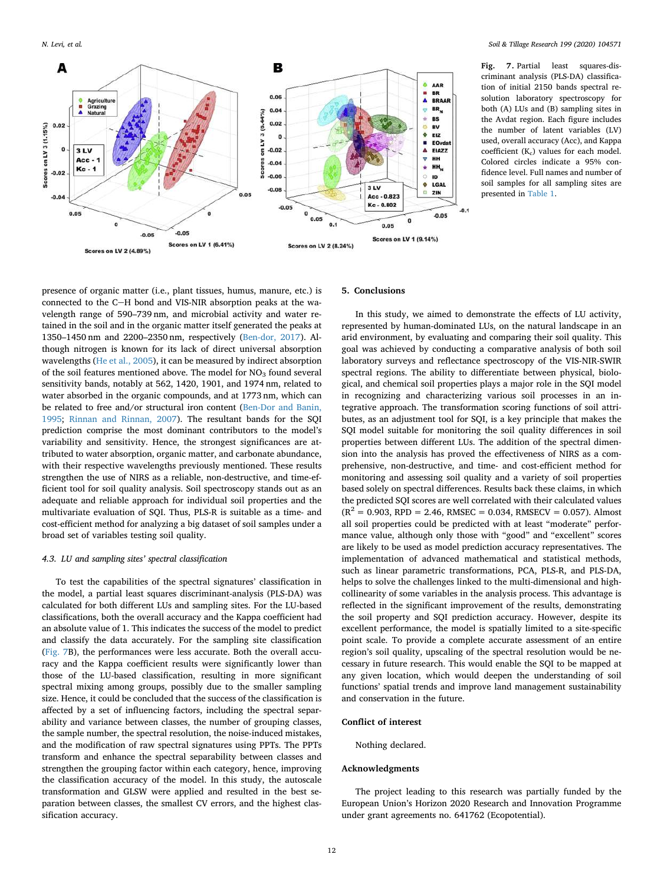Fig. 7. Partial least squares-discriminant analysis (PLS-DA) classification of initial 2150 bands spectral resolution laboratory spectroscopy for both (A) LUs and (B) sampling sites in the Avdat region. Each figure includes the number of latent variables (LV) used, overall accuracy (Acc), and Kappa coefficient ($K_c$) values for each model. Colored circles indicate a 95% confidence level. Full names and number of soil samples for all sampling sites are presented in Table 1.

presence of organic matter (i.e., plant tissues, humus, manure, etc.) is connected to the C—H bond and VIS-NIR absorption peaks at the wavelength range of 590–739 nm, and microbial activity and water retained in the soil and in the organic matter itself generated the peaks at 1350–1450 nm and 2200–2350 nm, respectively (Ben-dor, 2017). Although nitrogen is known for its lack of direct universal absorption wavelengths (He et al., 2005), it can be measured by indirect absorption of the soil features mentioned above. The model for $NO_3$ found several sensitivity bands, notably at 562, 1420, 1901, and 1974 nm, related to water absorbed in the organic compounds, and at 1773 nm, which can be related to free and/or structural iron content (Ben-Dor and Banin, 1995; Rinnan and Rinnan, 2007). The resultant bands for the SQI prediction comprise the most dominant contributors to the model's variability and sensitivity. Hence, the strongest significances are attributed to water absorption, organic matter, and carbonate abundance, with their respective wavelengths previously mentioned. These results strengthen the use of NIRS as a reliable, non-destructive, and time-efficient tool for soil quality analysis. Soil spectroscopy stands out as an adequate and reliable approach for individual soil properties and the multivariate evaluation of SQI. Thus, PLS-R is suitable as a time- and cost-efficient method for analyzing a big dataset of soil samples under a broad set of variables testing soil quality.

### 4.3. LU and sampling sites' spectral classification

To test the capabilities of the spectral signatures' classification in the model, a partial least squares discriminant-analysis (PLS-DA) was calculated for both different LUs and sampling sites. For the LU-based classifications, both the overall accuracy and the Kappa coefficient had an absolute value of 1. This indicates the success of the model to predict and classify the data accurately. For the sampling site classification (Fig. 7B), the performances were less accurate. Both the overall accuracy and the Kappa coefficient results were significantly lower than those of the LU-based classification, resulting in more significant spectral mixing among groups, possibly due to the smaller sampling size. Hence, it could be concluded that the success of the classification is affected by a set of influencing factors, including the spectral separability and variance between classes, the number of grouping classes, the sample number, the spectral resolution, the noise-induced mistakes, and the modification of raw spectral signatures using PPTs. The PPTs transform and enhance the spectral separability between classes and strengthen the grouping factor within each category, hence, improving the classification accuracy of the model. In this study, the autoscale transformation and GLSW were applied and resulted in the best separation between classes, the smallest CV errors, and the highest classification accuracy.

## 5. Conclusions

In this study, we aimed to demonstrate the effects of LU activity, represented by human-dominated LUs, on the natural landscape in an arid environment, by evaluating and comparing their soil quality. This goal was achieved by conducting a comparative analysis of both soil laboratory surveys and reflectance spectroscopy of the VIS-NIR-SWIR spectral regions. The ability to differentiate between physical, biological, and chemical soil properties plays a major role in the SQI model in recognizing and characterizing various soil processes in an integrative approach. The transformation scoring functions of soil attributes, as an adjustment tool for SQI, is a key principle that makes the SQI model suitable for monitoring the soil quality differences in soil properties between different LUs. The addition of the spectral dimension into the analysis has proved the effectiveness of NIRS as a comprehensive, non-destructive, and time- and cost-efficient method for monitoring and assessing soil quality and a variety of soil properties based solely on spectral differences. Results back these claims, in which the predicted SQI scores are well correlated with their calculated values ($R^2 = 0.903$, RPD = 2.46, RMSEC = 0.034, RMSECV = 0.057). Almost all soil properties could be predicted with at least "moderate" performance value, although only those with "good" and "excellent" scores are likely to be used as model prediction accuracy representatives. The implementation of advanced mathematical and statistical methods, such as linear parametric transformations, PCA, PLS-R, and PLS-DA, helps to solve the challenges linked to the multi-dimensional and high-collinearity of some variables in the analysis process. This advantage is reflected in the significant improvement of the results, demonstrating the soil property and SQI prediction accuracy. However, despite its excellent performance, the model is spatially limited to a site-specific point scale. To provide a complete accurate assessment of an entire region's soil quality, upscaling of the spectral resolution would be necessary in future research. This would enable the SQI to be mapped at any given location, which would deepen the understanding of soil functions' spatial trends and improve land management sustainability and conservation in the future.

## Conflict of interest

Nothing declared.

## Acknowledgments

The project leading to this research was partially funded by the European Union's Horizon 2020 Research and Innovation Programme under grant agreements no. 641762 (Ecopotential).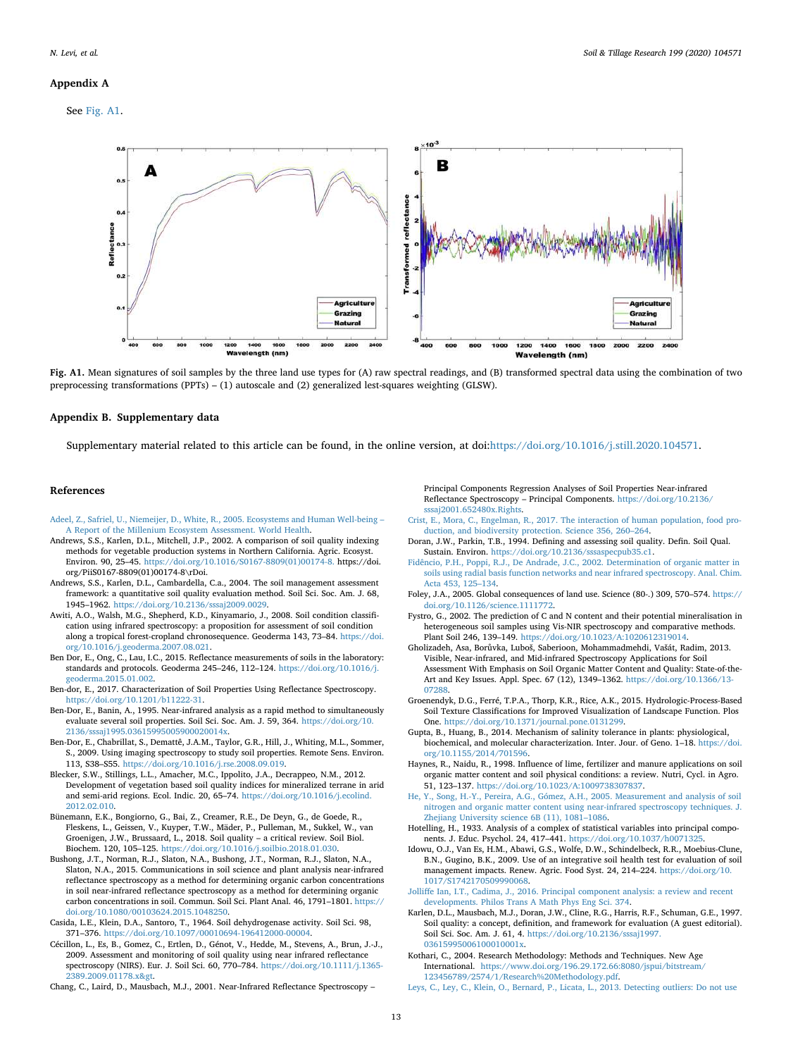## Appendix A

See Fig. A1.

Fig. A1. Mean signatures of soil samples by the three land use types for (A) raw spectral readings, and (B) transformed spectral data using the combination of two preprocessing transformations (PPTs) – (1) autoscale and (2) generalized lest-squares weighting (GLSW).

## Appendix B. Supplementary data

Supplementary material related to this article can be found, in the online version, at doi:https://doi.org/10.1016/j.still.2020.104571.

## References

Adeel, Z., Safriel, U., Niemeijer, D., White, R., 2005. Ecosystems and Human Well-being – A Report of the Millenium Ecosystem Assessment. World Health.

Andrews, S.S., Karlen, D.L., Mitchell, J.P., 2002. A comparison of soil quality indexing methods for vegetable production systems in Northern California. Agric. Ecosyst. Environ. 90, 25–45. https://doi.org/10.1016/S0167-8809(01)00174-8. https://doi.org/PiiS0167-8809(01)00174-8\rDoi.

Andrews, S.S., Karlen, D.L., Cambardella, C.a., 2004. The soil management assessment framework: a quantitative soil quality evaluation method. Soil Sci. Soc. Am. J. 68, 1945–1962. https://doi.org/10.2136/sssaj2009.0029.

Awiti, A.O., Walsh, M.G., Shepherd, K.D., Kinyamario, J., 2008. Soil condition classification using infrared spectroscopy: a proposition for assessment of soil condition along a tropical forest-cropland chronosequence. Geoderma 143, 73–84. https://doi.org/10.1016/j.geoderma.2007.08.021.

Ben Dor, E., Ong, C., Lau, I.C., 2015. Reflectance measurements of soils in the laboratory: standards and protocols. Geoderma 245–246, 112–124. https://doi.org/10.1016/j.geoderma.2015.01.002.

Ben-dor, E., 2017. Characterization of Soil Properties Using Reflectance Spectroscopy. https://doi.org/10.1201/b11222-31.

Ben-Dor, E., Banin, A., 1995. Near-infrared analysis as a rapid method to simultaneously evaluate several soil properties. Soil Sci. Soc. Am. J. 59, 364. https://doi.org/10.2136/sssaj1995.03615995005900020014x.

Ben-Dor, E., Chabrillat, S., Demattê, J.A.M., Taylor, G.R., Hill, J., Whiting, M.L., Sommer, S., 2009. Using imaging spectroscopy to study soil properties. Remote Sens. Environ. 113, S38–S55. https://doi.org/10.1016/j.rse.2008.09.019.

Blecker, S.W., Stillings, L.L., Amacher, M.C., Ippolito, J.A., Decrappeo, N.M., 2012. Development of vegetation based soil quality indices for mineralized terrane in arid and semi-arid regions. Ecol. Indic. 20, 65–74. https://doi.org/10.1016/j.ecolind.2012.02.010.

Bünemann, E.K., Bongiorno, G., Bai, Z., Creamer, R.E., De Deyn, G., de Goede, R., Fleskens, L., Geissen, V., Kuyper, T.W., Mäder, P., Pulleman, M., Sukkel, W., van Groenigen, J.W., Brussaard, L., 2018. Soil quality – a critical review. Soil Biol. Biochem. 120, 105–125. https://doi.org/10.1016/j.soilbio.2018.01.030.

Bushong, J.T., Norman, R.J., Slaton, N.A., Bushong, J.T., Norman, R.J., Slaton, N.A., Slaton, N.A., 2015. Communications in soil science and plant analysis near-infrared reflectance spectroscopy as a method for determining organic carbon concentrations in soil near-infrared reflectance spectroscopy as a method for determining organic carbon concentrations in soil. Commun. Soil Sci. Plant Anal. 46, 1791–1801. https://doi.org/10.1080/00103624.2015.1048250.

Casida, L.E., Klein, D.A., Santoro, T., 1964. Soil dehydrogenase activity. Soil Sci. 98, 371–376. https://doi.org/10.1097/00010694-196412000-00004.

Cécillon, L., Es, B., Gomez, C., Ertlen, D., Génot, V., Hedde, M., Stevens, A., Brun, J.-J., 2009. Assessment and monitoring of soil quality using near infrared reflectance spectroscopy (NIRS). Eur. J. Soil Sci. 60, 770–784. https://doi.org/10.1111/j.1365-2389.2009.01178.x&gt.

Chang, C., Laird, D., Mausbach, M.J., 2001. Near-Infrared Reflectance Spectroscopy – Principal Components Regression Analyses of Soil Properties Near-infrared Reflectance Spectroscopy – Principal Components. https://doi.org/10.2136/sssaj2001.652480x.Rights.

Crist, E., Mora, C., Engelman, R., 2017. The interaction of human population, food production, and biodiversity protection. Science 356, 260–264.

Doran, J.W., Parkin, T.B., 1994. Defining and assessing soil quality. Defin. Soil Qual. Sustain. Environ. https://doi.org/10.2136/sssaspecpub35.c1.

Fidêncio, P.H., Poppi, R.J., De Andrade, J.C., 2002. Determination of organic matter in soils using radial basis function networks and near infrared spectroscopy. Anal. Chim. Acta 453, 125–134.

Foley, J.A., 2005. Global consequences of land use. Science (80-.) 309, 570–574. https://doi.org/10.1126/science.1111772.

Fystro, G., 2002. The prediction of C and N content and their potential mineralisation in heterogeneous soil samples using Vis-NIR spectroscopy and comparative methods. Plant Soil 246, 139–149. https://doi.org/10.1023/A:1020612319014.

Gholizadeh, Asa, Borůvka, Luboš, Saberioon, Mohammadmehdi, Vašát, Radim, 2013. Visible, Near-infrared, and Mid-infrared Spectroscopy Applications for Soil Assessment With Emphasis on Soil Organic Matter Content and Quality: State-of-the-Art and Key Issues. Appl. Spec. 67 (12), 1349–1362. https://doi.org/10.1366/13-07288.

Groenendyk, D.G., Ferré, T.P.A., Thorp, K.R., Rice, A.K., 2015. Hydrologic-Process-Based Soil Texture Classifications for Improved Visualization of Landscape Function. Plos One. https://doi.org/10.1371/journal.pone.0131299.

Gupta, B., Huang, B., 2014. Mechanism of salinity tolerance in plants: physiological, biochemical, and molecular characterization. Inter. Jour. of Geno. 1–18. https://doi.org/10.1155/2014/701596.

Haynes, R., Naidu, R., 1998. Influence of lime, fertilizer and manure applications on soil organic matter content and soil physical conditions: a review. Nutri, Cycl. in Agro. 51, 123–137. https://doi.org/10.1023/A:1009738307837.

He, Y., Song, H.-Y., Pereira, A.G., Gómez, A.H., 2005. Measurement and analysis of soil nitrogen and organic matter content using near-infrared spectroscopy techniques. J. Zhejiang University science 6B (11), 1081–1086.

Hotelling, H., 1933. Analysis of a complex of statistical variables into principal components. J. Educ. Psychol. 24, 417–441. https://doi.org/10.1037/h0071325.

Idowu, O.J., Van Es, H.M., Abawi, G.S., Wolfe, D.W., Schindelbeck, R.R., Moebius-Clune, B.N., Gugino, B.K., 2009. Use of an integrative soil health test for evaluation of soil management impacts. Renew. Agric. Food Syst. 24, 214–224. https://doi.org/10.1017/S1742170509990068.

Jolliffe Ian, I.T., Cadima, J., 2016. Principal component analysis: a review and recent developments. Philos Trans A Math Phys Eng Sci. 374.

Karlen, D.L., Mausbach, M.J., Doran, J.W., Cline, R.G., Harris, R.F., Schuman, G.E., 1997. Soil quality: a concept, definition, and framework for evaluation (A guest editorial). Soil Sci. Soc. Am. J. 61, 4. https://doi.org/10.2136/sssaj1997.03615995006100010001x.

Kothari, C., 2004. Research Methodology: Methods and Techniques. New Age International. https://www.doi.org/196.29.172.66:8080/jspui/bitstream/123456789/2574/1/Research%20Methodology.pdf.

Leys, C., Ley, C., Klein, O., Bernard, P., Licata, L., 2013. Detecting outliers: Do not use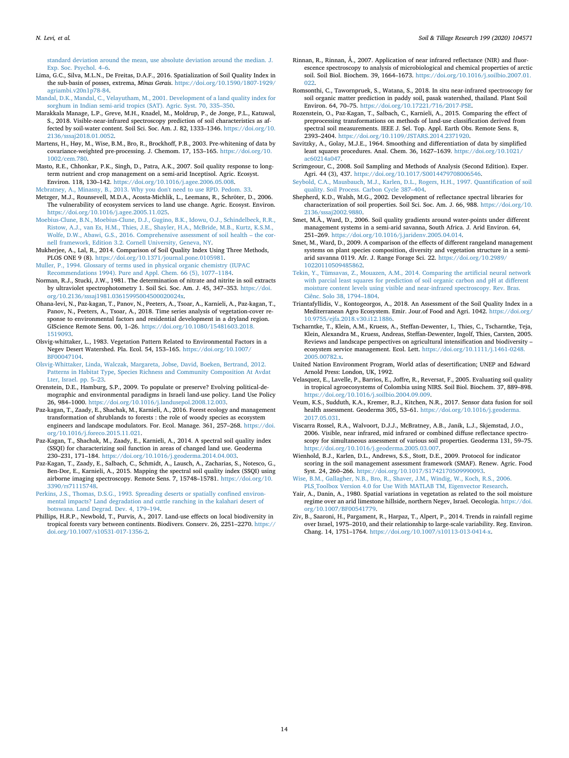standard deviation around the mean, use absolute deviation around the median. J. Exp. Soc. Psychol. 4–6.

Lima, G.C., Silva, M.L.N., De Freitas, D.A.F., 2016. Spatialization of Soil Quality Index in the sub-basin of posses, extrema, *Minas Gerais*. https://doi.org/10.1590/1807-1929/agriambi.v20n1p78-84.

Mandal, D.K., Mandal, C., Velayutham, M., 2001. Development of a land quality index for sorghum in Indian semi-arid tropics (SAT). Agric. Syst. 70, 335–350.

Marakkala Manage, L.P., Greve, M.H., Knadel, M., Moldrup, P., de Jonge, P.L., Katuwal, S., 2018. Visible-near-infrared spectroscopy prediction of soil characteristics as affected by soil-water content. Soil Sci. Soc. Am. J. 82, 1333–1346. https://doi.org/10.2136/sssaj2018.01.0052.

Martens, H., Høy, M., Wise, B.M., Bro, R., Brockhoff, P.B., 2003. Pre-whitening of data by covariance-weighted pre-processing. J. Chemom. 17, 153–165. https://doi.org/10.1002/cem.780.

Masto, R.E., Chhonkar, P.K., Singh, D., Patra, A.K., 2007. Soil quality response to long-term nutrient and crop management on a semi-arid Inceptisol. Agric. Ecosyst. Environ. 118, 130–142. https://doi.org/10.1016/j.agee.2006.05.008.

Mcbratney, A., Minasny, B., 2013. Why you don't need to use RPD. Pedom. 33.

Metzger, M.J., Rounsevell, M.D.A., Acosta-Michlik, L., Leemans, R., Schröter, D., 2006. The vulnerability of ecosystem services to land use change. Agric. Ecosyst. Environ. https://doi.org/10.1016/j.agee.2005.11.025.

Moebius-Clune, B.N., Moebius-Clune, D.J., Gugino, B.K., Idowu, O.J., Schindelbeck, R.R., Ristow, A.J., van Es, H.M., Thies, J.E., Shayler, H.A., McBride, M.B., Kurtz, K.S.M., Wolfe, D.W., Abawi, G.S., 2016. Comprehensive assessment of soil health – the cornell framework, Edition 3.2. Cornell University, Geneva, NY.

Mukherjee, A., Lal, R., 2014. Comparison of Soil Quality Index Using Three Methods, PLOS ONE 9 (8). https://doi.org/10.1371/journal.pone.0105981.

Muller, P., 1994. Glossary of terms used in physical organic chemistry (IUPAC Recommendations 1994). Pure and Appl. Chem. 66 (5), 1077–1184.

Norman, R.J., Stucki, J.W., 1981. The determination of nitrate and nitrite in soil extracts by ultraviolet spectrophotometry 1. Soil Sci. Soc. Am. J. 45, 347–353. https://doi.org/10.2136/sssaj1981.03615995004500020024x.

Ohana-levi, N., Paz-kagan, T., Panov, N., Peeters, A., Tsoar, A., Karnieli, A., Paz-kagan, T., Panov, N., Peeters, A., Tsoar, A., 2018. Time series analysis of vegetation-cover response to environmental factors and residential development in a dryland region. GIScience Remote Sens. 00, 1–26. https://doi.org/10.1080/15481603.2018.1519093.

Olsvig-whittaker, L., 1983. Vegetation Pattern Related to Environmental Factors in a Negev Desert Watershed. Pla. Ecol. 54, 153–165. https://doi.org/10.1007/BF00047104.

Olsvig-Whittaker, Linda, Walczak, Margareta, Jobse, David, Boeken, Bertrand, 2012. Patterns in Habitat Type, Species Richness and Community Composition At Avdat Lter, Israel. pp. 5–23.

Orenstein, D.E., Hamburg, S.P., 2009. To populate or preserve? Evolving political-demographic and environmental paradigms in Israeli land-use policy. Land Use Policy 26, 984–1000. https://doi.org/10.1016/j.landusepol.2008.12.003.

Paz-kagan, T., Zaady, E., Shachak, M., Karnieli, A., 2016. Forest ecology and management transformation of shrublands to forests : the role of woody species as ecosystem engineers and landscape modulators. For. Ecol. Manage. 361, 257–268. https://doi.org/10.1016/j.foreco.2015.11.021.

Paz-Kagan, T., Shachak, M., Zaady, E., Karnieli, A., 2014. A spectral soil quality index (SSQI) for characterizing soil function in areas of changed land use. Geoderma 230–231, 171–184. https://doi.org/10.1016/j.geoderma.2014.04.003.

Paz-Kagan, T., Zaady, E., Salbach, C., Schmidt, A., Lausch, A., Zacharias, S., Notesco, G., Ben-Dor, E., Karnieli, A., 2015. Mapping the spectral soil quality index (SSQI) using airborne imaging spectroscopy. Remote Sens. 7, 15748–15781. https://doi.org/10.3390/rs71115748.

Perkins, J.S., Thomas, D.S.G., 1993. Spreading deserts or spatially confined environmental impacts? Land degradation and cattle ranching in the kalahari desert of botswana. Land Degrad. Dev. 4, 179–194.

Phillips, H.R.P., Newbold, T., Purvis, A., 2017. Land-use effects on local biodiversity in tropical forests vary between continents. Biodivers. Conserv. 26, 2251–2270. https://doi.org/10.1007/s10531-017-1356-2.

Rinnan, R., Rinnan, Å., 2007. Application of near infrared reflectance (NIR) and fluorescence spectroscopy to analysis of microbiological and chemical properties of arctic soil. Soil Biol. Biochem. 39, 1664–1673. https://doi.org/10.1016/j.soilbio.2007.01.022.

Romsonthi, C., Tawornpruek, S., Watana, S., 2018. In situ near-infrared spectroscopy for soil organic matter prediction in paddy soil, pasak watershed, thailand. Plant Soil Environ. 64, 70–75. https://doi.org/10.17221/716/2017-PSE.

Rozenstein, O., Paz-Kagan, T., Salbach, C., Karnieli, A., 2015. Comparing the effect of preprocessing transformations on methods of land-use classification derived from spectral soil measurements. IEEE J. Sel. Top. Appl. Earth Obs. Remote Sens. 8, 2393–2404. https://doi.org/10.1109/JSTARS.2014.2371920.

Savitzky, A., Golay, M.J.E., 1964. Smoothing and differentiation of data by simplified least squares procedures. Anal. Chem. 36, 1627–1639. https://doi.org/10.1021/ac60214a047.

Scrimgeour, C., 2008. Soil Sampling and Methods of Analysis (Second Edition). Exper. Agri. 44 (3), 437. https://doi.org/10.1017/S0014479708006546.

Seybold, C.A., Mausbauch, M.J., Karlen, D.L., Rogers, H.H., 1997. Quantification of soil quality. Soil Process. Carbon Cycle 387–404.

Shepherd, K.D., Walsh, M.G., 2002. Development of reflectance spectral libraries for characterization of soil properties. Soil Sci. Soc. Am. J. 66, 988. https://doi.org/10.2136/sssaj2002.9880.

Smet, M.A., Ward, D., 2006. Soil quality gradients around water-points under different management systems in a semi-arid savanna, South Africa. J. Arid Environ. 64, 251–269. https://doi.org/10.1016/j.jaridenv.2005.04.014.

Smet, M., Ward, D., 2009. A comparison of the effects of different rangeland management systems on plant species composition, diversity and vegetation structure in a semi-arid savanna 0119. Afr. J. Range Forage Sci. 22. https://doi.org/10.2989/10220110509485862.

Tekin, Y., Tümsavas, Z., Mouazen, A.M., 2014. Comparing the artificial neural network with parcial least squares for prediction of soil organic carbon and pH at different moisture content levels using visible and near-infrared spectroscopy. Rev. Bras. Ciênc. Solo 38, 1794–1804.

Triantafyllidis, V., Kontogeorgos, A., 2018. An Assessment of the Soil Quality Index in a Mediterranean Agro Ecosystem. Emir. Jour.of Food and Agri. 1042. https://doi.org/10.9755/ejfa.2018.v30.i12.1886.

Tscharntke, T., Klein, A.M., Kruess, A., Steffan-Dewenter, I., Thies, C., Tscharntke, Teja, Klein, Alexandra M., Kruess, Andreas, Steffan-Dewenter, Ingolf, Thies, Carsten, 2005. Reviews and landscape perspectives on agricultural intensification and biodiversity – ecosystem service management. Ecol. Lett. https://doi.org/10.1111/j.1461-0248.2005.00782.x.

United Nation Environment Program, World atlas of desertification; UNEP and Edward Arnold Press: London, UK, 1992.

Velasquez, E., Lavelle, P., Barrios, E., Joffre, R., Reversat, F., 2005. Evaluating soil quality in tropical agroecosystems of Colombia using NIRS. Soil Biol. Biochem. 37, 889–898. https://doi.org/10.1016/j.soilbio.2004.09.009.

Veum, K.S., Sudduth, K.A., Kremer, R.J., Kitchen, N.R., 2017. Sensor data fusion for soil health assessment. Geoderma 305, 53–61. https://doi.org/10.1016/j.geoderma.2017.05.031.

Viscarra Rossel, R.A., Walvoort, D.J.J., McBratney, A.B., Janik, L.J., Skjemstad, J.O., 2006. Visible, near infrared, mid infrared or combined diffuse reflectance spectroscopy for simultaneous assessment of various soil properties. Geoderma 131, 59–75. https://doi.org/10.1016/j.geoderma.2005.03.007.

Wienhold, B.J., Karlen, D.L., Andrews, S.S., Stott, D.E., 2009. Protocol for indicator scoring in the soil management assessment framework (SMAF). Renew. Agric. Food Syst. 24, 260–266. https://doi.org/10.1017/S1742170509990093.

Wise, B.M., Gallagher, N.B., Bro, R., Shaver, J.M., Windig, W., Koch, R.S., 2006. PLS_Toolbox Version 4.0 for Use With MATLAB TM, Eigenvector Research.

Yair, A., Danin, A., 1980. Spatial variations in vegetation as related to the soil moisture regime over an arid limestone hillside, northern Negev, Israel. Oecologia. https://doi.org/10.1007/BF00541779.

Ziv, B., Saaroni, H., Pargament, R., Harpaz, T., Alpert, P., 2014. Trends in rainfall regime over Israel, 1975–2010, and their relationship to large-scale variability. Reg. Environ. Chang. 14, 1751–1764. https://doi.org/10.1007/s10113-013-0414-x.